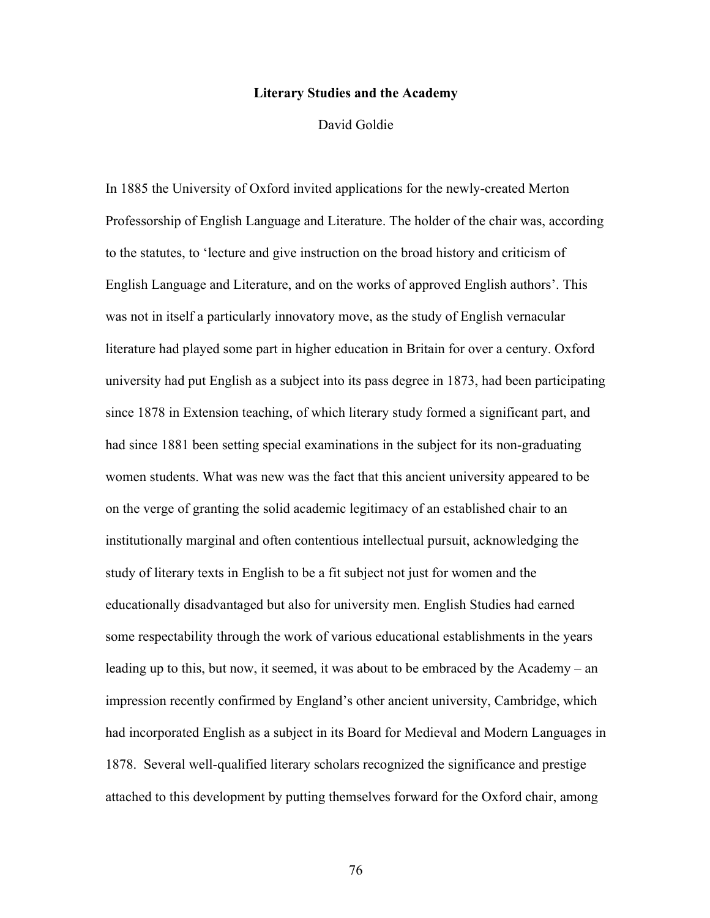# Literary Studies and the Academy

David Goldie

In 1885 the University of Oxford invited applications for the newly-created Merton Professorship of English Language and Literature. The holder of the chair was, according to the statutes, to 'lecture and give instruction on the broad history and criticism of English Language and Literature, and on the works of approved English authors'. This was not in itself a particularly innovatory move, as the study of English vernacular literature had played some part in higher education in Britain for over a century. Oxford university had put English as a subject into its pass degree in 1873, had been participating since 1878 in Extension teaching, of which literary study formed a significant part, and had since 1881 been setting special examinations in the subject for its non-graduating women students. What was new was the fact that this ancient university appeared to be on the verge of granting the solid academic legitimacy of an established chair to an institutionally marginal and often contentious intellectual pursuit, acknowledging the study of literary texts in English to be a fit subject not just for women and the educationally disadvantaged but also for university men. English Studies had earned some respectability through the work of various educational establishments in the years leading up to this, but now, it seemed, it was about to be embraced by the Academy – an impression recently confirmed by England's other ancient university, Cambridge, which had incorporated English as a subject in its Board for Medieval and Modern Languages in 1878. Several well-qualified literary scholars recognized the significance and prestige attached to this development by putting themselves forward for the Oxford chair, among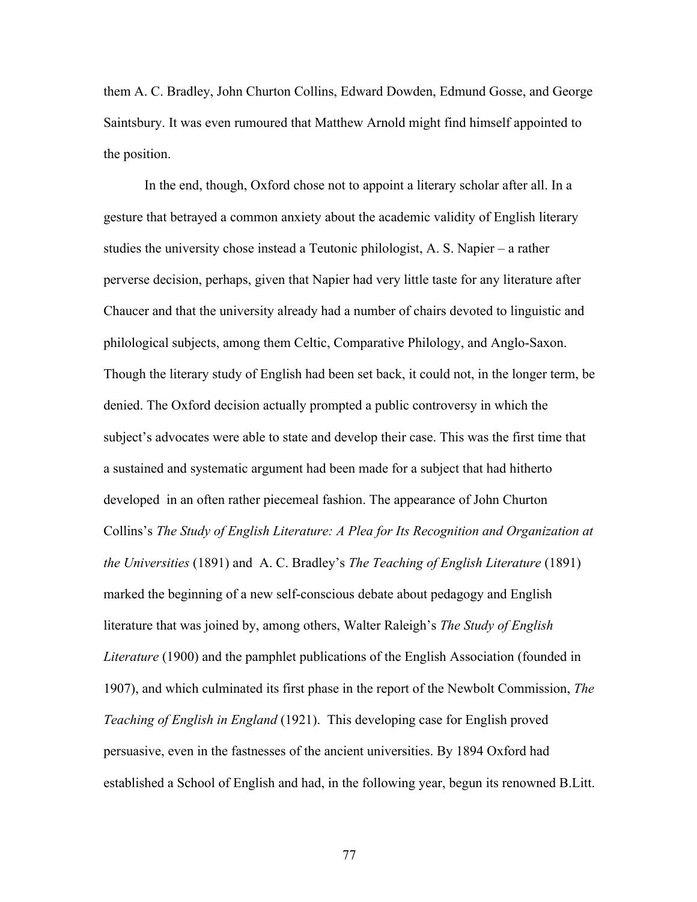them A. C. Bradley, John Churton Collins, Edward Dowden, Edmund Gosse, and George Saintsbury. It was even rumoured that Matthew Arnold might find himself appointed to the position.

In the end, though, Oxford chose not to appoint a literary scholar after all. In a gesture that betrayed a common anxiety about the academic validity of English literary studies the university chose instead a Teutonic philologist, A. S. Napier – a rather perverse decision, perhaps, given that Napier had very little taste for any literature after Chaucer and that the university already had a number of chairs devoted to linguistic and philological subjects, among them Celtic, Comparative Philology, and Anglo-Saxon. Though the literary study of English had been set back, it could not, in the longer term, be denied. The Oxford decision actually prompted a public controversy in which the subject's advocates were able to state and develop their case. This was the first time that a sustained and systematic argument had been made for a subject that had hitherto developed in an often rather piecemeal fashion. The appearance of John Churton Collins's *The Study of English Literature: A Plea for Its Recognition and Organization at the Universities* (1891) and A. C. Bradley's *The Teaching of English Literature* (1891) marked the beginning of a new self-conscious debate about pedagogy and English literature that was joined by, among others, Walter Raleigh's *The Study of English Literature* (1900) and the pamphlet publications of the English Association (founded in 1907), and which culminated its first phase in the report of the Newbolt Commission, *The Teaching of English in England* (1921). This developing case for English proved persuasive, even in the fastnesses of the ancient universities. By 1894 Oxford had established a School of English and had, in the following year, begun its renowned B.Litt.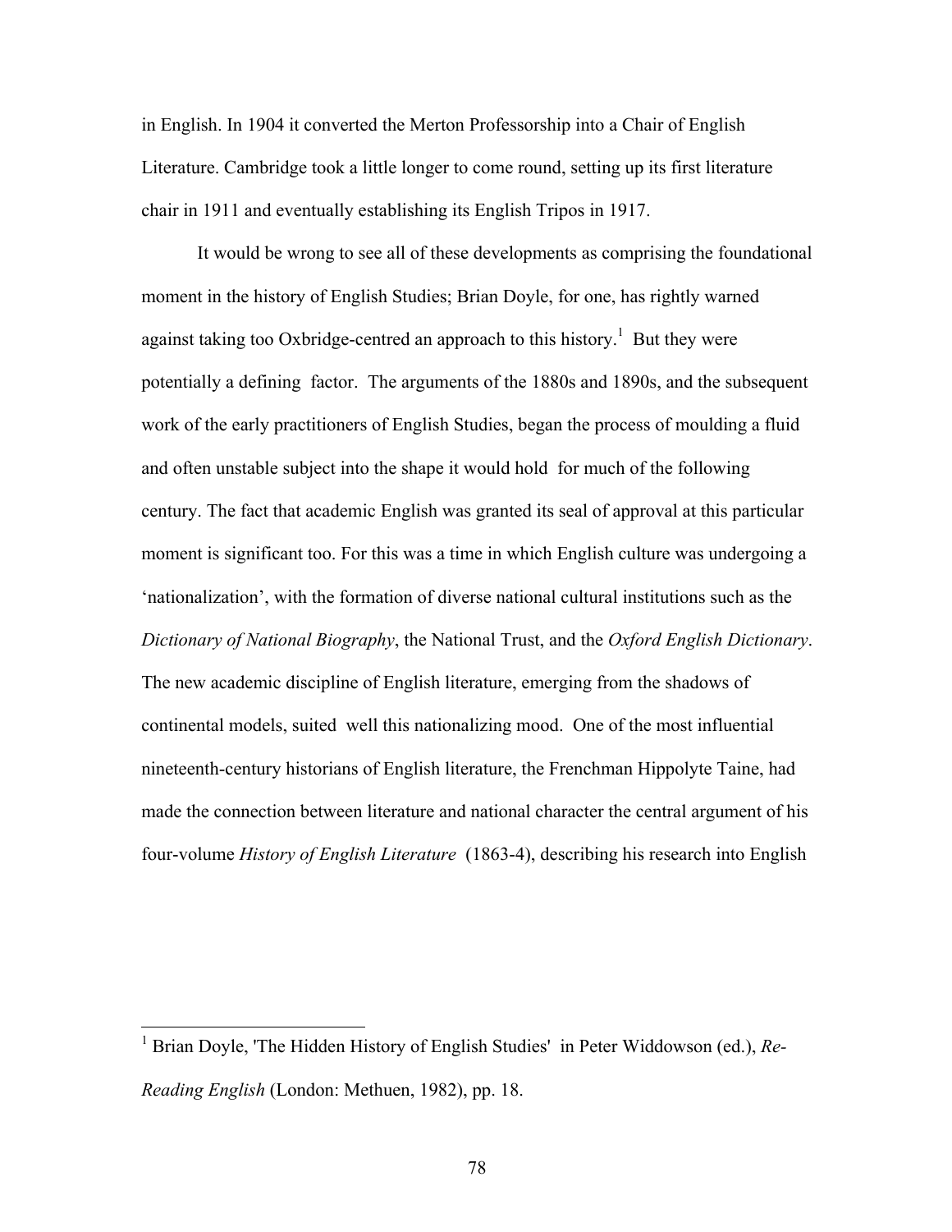in English. In 1904 it converted the Merton Professorship into a Chair of English Literature. Cambridge took a little longer to come round, setting up its first literature chair in 1911 and eventually establishing its English Tripos in 1917.

It would be wrong to see all of these developments as comprising the foundational moment in the history of English Studies; Brian Doyle, for one, has rightly warned against taking too Oxbridge-centred an approach to this history.[1] But they were potentially a defining factor. The arguments of the 1880s and 1890s, and the subsequent work of the early practitioners of English Studies, began the process of moulding a fluid and often unstable subject into the shape it would hold for much of the following century. The fact that academic English was granted its seal of approval at this particular moment is significant too. For this was a time in which English culture was undergoing a 'nationalization', with the formation of diverse national cultural institutions such as the *Dictionary of National Biography*, the National Trust, and the *Oxford English Dictionary*. The new academic discipline of English literature, emerging from the shadows of continental models, suited well this nationalizing mood. One of the most influential nineteenth-century historians of English literature, the Frenchman Hippolyte Taine, had made the connection between literature and national character the central argument of his four-volume *History of English Literature* (1863-4), describing his research into English

---

[1] Brian Doyle, 'The Hidden History of English Studies' in Peter Widdowson (ed.), *Re-Reading English* (London: Methuen, 1982), pp. 18.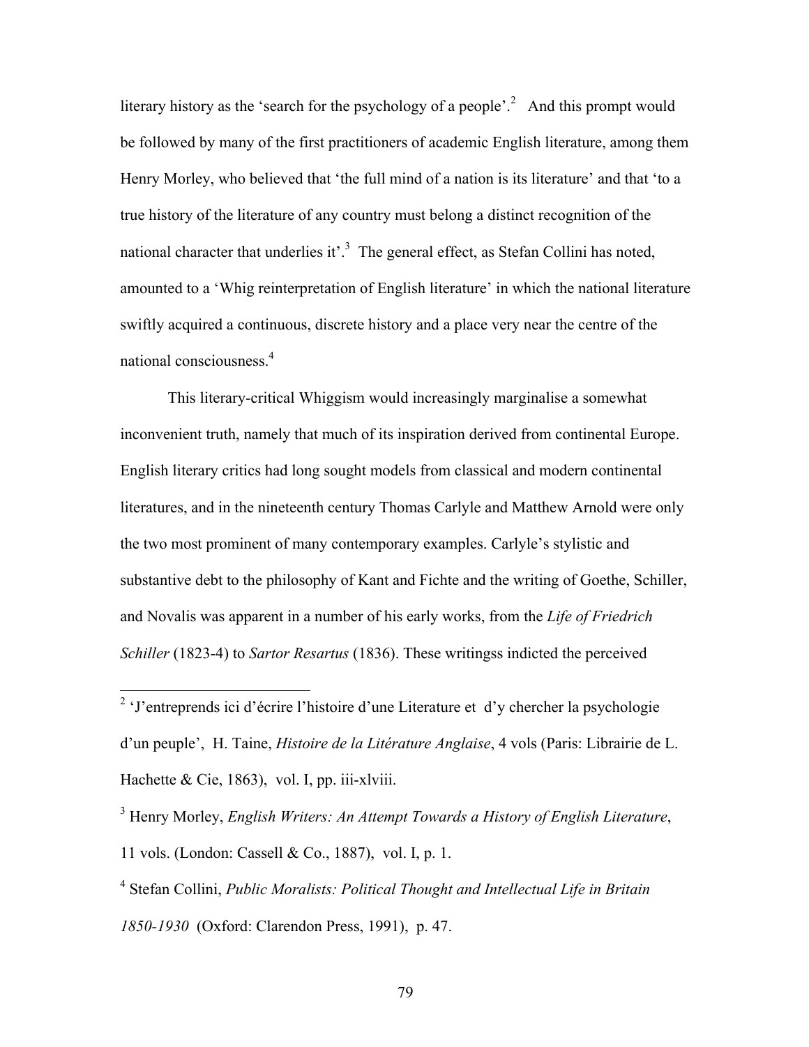literary history as the 'search for the psychology of a people'.[2] And this prompt would be followed by many of the first practitioners of academic English literature, among them Henry Morley, who believed that 'the full mind of a nation is its literature' and that 'to a true history of the literature of any country must belong a distinct recognition of the national character that underlies it'.[3] The general effect, as Stefan Collini has noted, amounted to a 'Whig reinterpretation of English literature' in which the national literature swiftly acquired a continuous, discrete history and a place very near the centre of the national consciousness.[4]

This literary-critical Whiggism would increasingly marginalise a somewhat inconvenient truth, namely that much of its inspiration derived from continental Europe. English literary critics had long sought models from classical and modern continental literatures, and in the nineteenth century Thomas Carlyle and Matthew Arnold were only the two most prominent of many contemporary examples. Carlyle's stylistic and substantive debt to the philosophy of Kant and Fichte and the writing of Goethe, Schiller, and Novalis was apparent in a number of his early works, from the *Life of Friedrich Schiller* (1823-4) to *Sartor Resartus* (1836). These writingss indicted the perceived

---

[2] 'J'entreprends ici d'écrire l'histoire d'une Literature et d'y chercher la psychologie d'un peuple', H. Taine, *Histoire de la Litérature Anglaise*, 4 vols (Paris: Librairie de L. Hachette & Cie, 1863), vol. I, pp. iii-xlviii.

[3] Henry Morley, *English Writers: An Attempt Towards a History of English Literature*, 11 vols. (London: Cassell & Co., 1887), vol. I, p. 1.

[4] Stefan Collini, *Public Moralists: Political Thought and Intellectual Life in Britain 1850-1930* (Oxford: Clarendon Press, 1991), p. 47.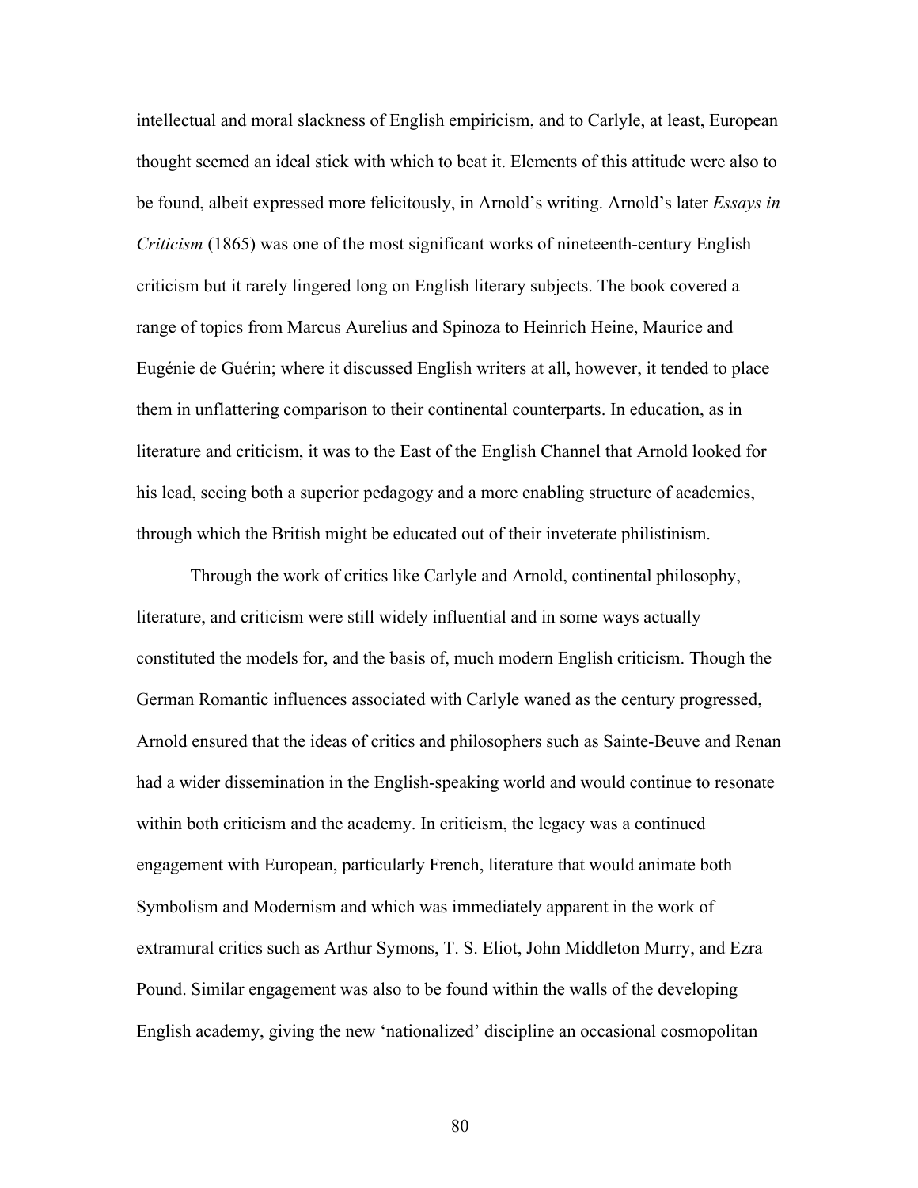intellectual and moral slackness of English empiricism, and to Carlyle, at least, European thought seemed an ideal stick with which to beat it. Elements of this attitude were also to be found, albeit expressed more felicitously, in Arnold's writing. Arnold's later *Essays in Criticism* (1865) was one of the most significant works of nineteenth-century English criticism but it rarely lingered long on English literary subjects. The book covered a range of topics from Marcus Aurelius and Spinoza to Heinrich Heine, Maurice and Eugénie de Guérin; where it discussed English writers at all, however, it tended to place them in unflattering comparison to their continental counterparts. In education, as in literature and criticism, it was to the East of the English Channel that Arnold looked for his lead, seeing both a superior pedagogy and a more enabling structure of academies, through which the British might be educated out of their inveterate philistinism.

Through the work of critics like Carlyle and Arnold, continental philosophy, literature, and criticism were still widely influential and in some ways actually constituted the models for, and the basis of, much modern English criticism. Though the German Romantic influences associated with Carlyle waned as the century progressed, Arnold ensured that the ideas of critics and philosophers such as Sainte-Beuve and Renan had a wider dissemination in the English-speaking world and would continue to resonate within both criticism and the academy. In criticism, the legacy was a continued engagement with European, particularly French, literature that would animate both Symbolism and Modernism and which was immediately apparent in the work of extramural critics such as Arthur Symons, T. S. Eliot, John Middleton Murry, and Ezra Pound. Similar engagement was also to be found within the walls of the developing English academy, giving the new 'nationalized' discipline an occasional cosmopolitan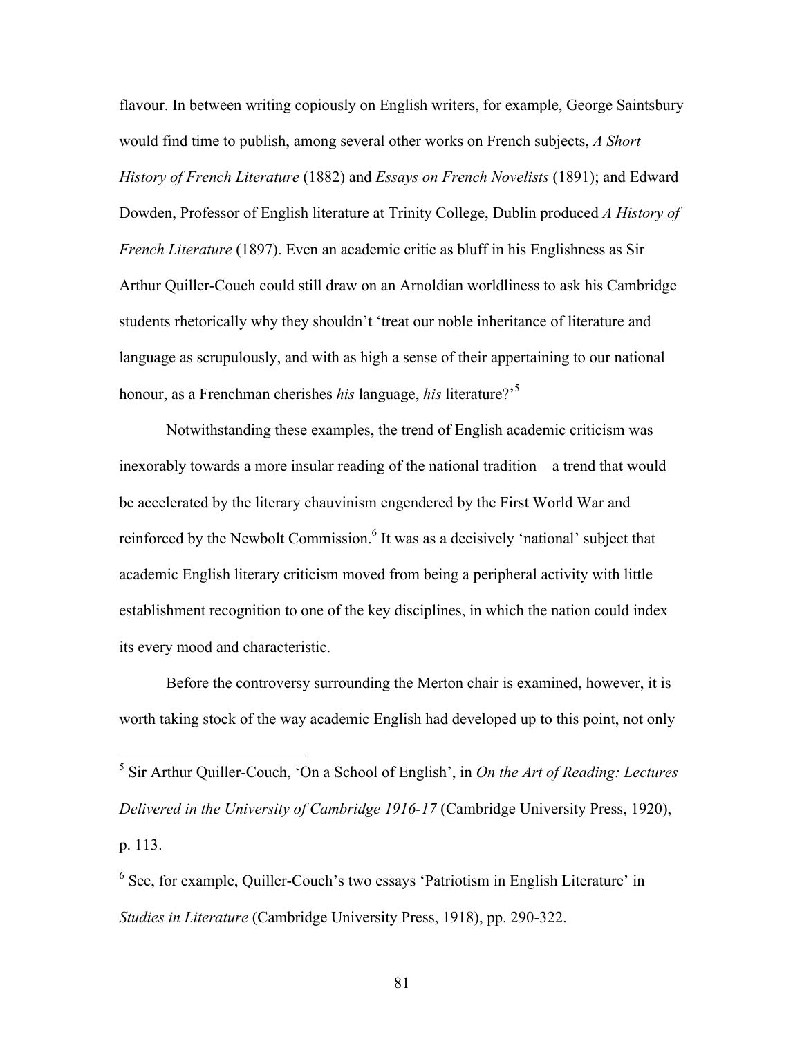flavour. In between writing copiously on English writers, for example, George Saintsbury would find time to publish, among several other works on French subjects, *A Short History of French Literature* (1882) and *Essays on French Novelists* (1891); and Edward Dowden, Professor of English literature at Trinity College, Dublin produced *A History of French Literature* (1897). Even an academic critic as bluff in his Englishness as Sir Arthur Quiller-Couch could still draw on an Arnoldian worldliness to ask his Cambridge students rhetorically why they shouldn't 'treat our noble inheritance of literature and language as scrupulously, and with as high a sense of their appertaining to our national honour, as a Frenchman cherishes *his* language, *his* literature?'[5]

Notwithstanding these examples, the trend of English academic criticism was inexorably towards a more insular reading of the national tradition – a trend that would be accelerated by the literary chauvinism engendered by the First World War and reinforced by the Newbolt Commission.[6] It was as a decisively 'national' subject that academic English literary criticism moved from being a peripheral activity with little establishment recognition to one of the key disciplines, in which the nation could index its every mood and characteristic.

Before the controversy surrounding the Merton chair is examined, however, it is worth taking stock of the way academic English had developed up to this point, not only

---

[5] Sir Arthur Quiller-Couch, 'On a School of English', in *On the Art of Reading: Lectures Delivered in the University of Cambridge 1916-17* (Cambridge University Press, 1920), p. 113.

[6] See, for example, Quiller-Couch's two essays 'Patriotism in English Literature' in *Studies in Literature* (Cambridge University Press, 1918), pp. 290-322.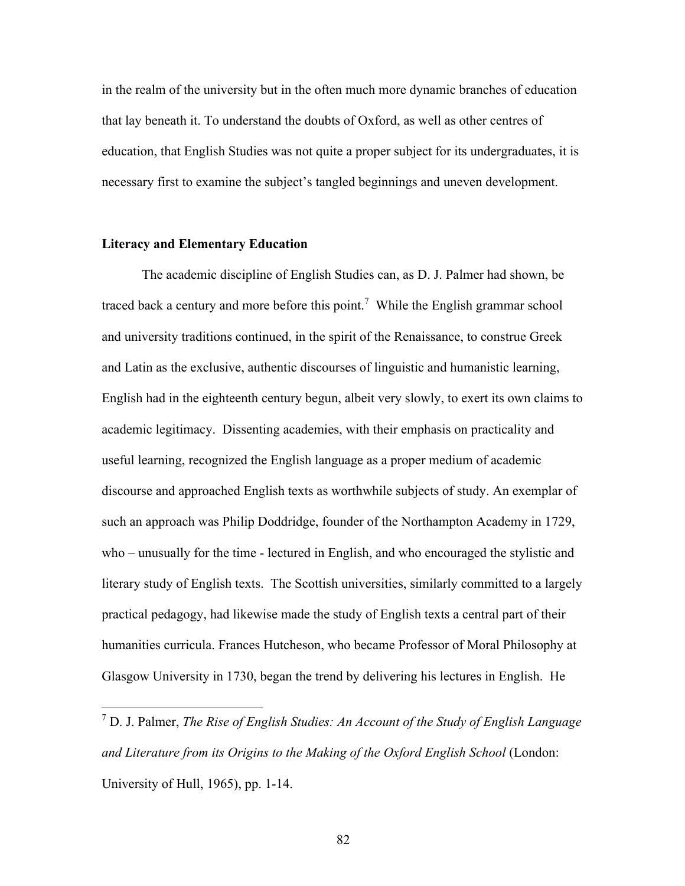in the realm of the university but in the often much more dynamic branches of education that lay beneath it. To understand the doubts of Oxford, as well as other centres of education, that English Studies was not quite a proper subject for its undergraduates, it is necessary first to examine the subject's tangled beginnings and uneven development.

**Literacy and Elementary Education**

The academic discipline of English Studies can, as D. J. Palmer had shown, be traced back a century and more before this point.[7] While the English grammar school and university traditions continued, in the spirit of the Renaissance, to construe Greek and Latin as the exclusive, authentic discourses of linguistic and humanistic learning, English had in the eighteenth century begun, albeit very slowly, to exert its own claims to academic legitimacy. Dissenting academies, with their emphasis on practicality and useful learning, recognized the English language as a proper medium of academic discourse and approached English texts as worthwhile subjects of study. An exemplar of such an approach was Philip Doddridge, founder of the Northampton Academy in 1729, who – unusually for the time - lectured in English, and who encouraged the stylistic and literary study of English texts. The Scottish universities, similarly committed to a largely practical pedagogy, had likewise made the study of English texts a central part of their humanities curricula. Frances Hutcheson, who became Professor of Moral Philosophy at Glasgow University in 1730, began the trend by delivering his lectures in English. He

---

[7] D. J. Palmer, *The Rise of English Studies: An Account of the Study of English Language and Literature from its Origins to the Making of the Oxford English School* (London: University of Hull, 1965), pp. 1-14.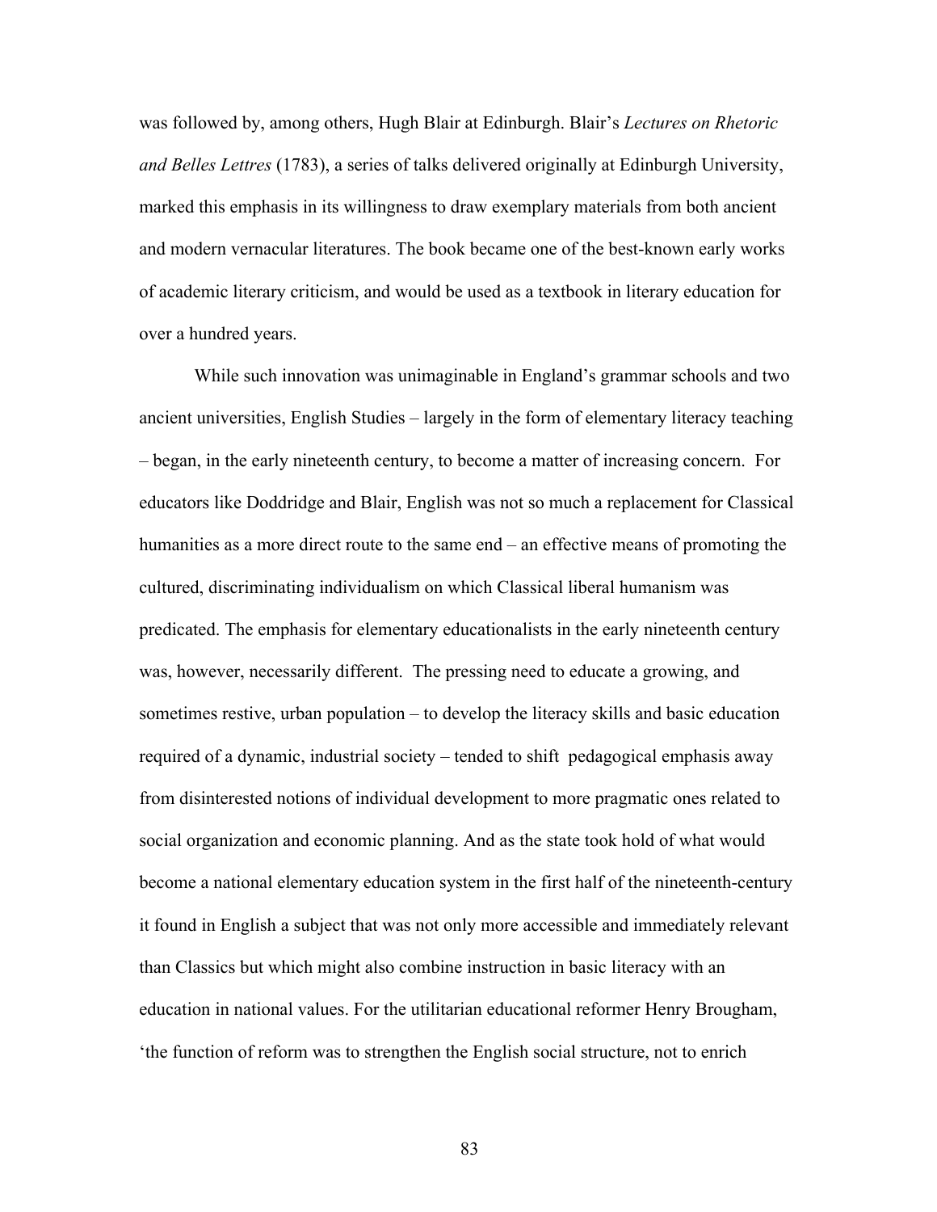was followed by, among others, Hugh Blair at Edinburgh. Blair's *Lectures on Rhetoric and Belles Lettres* (1783), a series of talks delivered originally at Edinburgh University, marked this emphasis in its willingness to draw exemplary materials from both ancient and modern vernacular literatures. The book became one of the best-known early works of academic literary criticism, and would be used as a textbook in literary education for over a hundred years.

While such innovation was unimaginable in England's grammar schools and two ancient universities, English Studies – largely in the form of elementary literacy teaching – began, in the early nineteenth century, to become a matter of increasing concern. For educators like Doddridge and Blair, English was not so much a replacement for Classical humanities as a more direct route to the same end – an effective means of promoting the cultured, discriminating individualism on which Classical liberal humanism was predicated. The emphasis for elementary educationalists in the early nineteenth century was, however, necessarily different. The pressing need to educate a growing, and sometimes restive, urban population – to develop the literacy skills and basic education required of a dynamic, industrial society – tended to shift pedagogical emphasis away from disinterested notions of individual development to more pragmatic ones related to social organization and economic planning. And as the state took hold of what would become a national elementary education system in the first half of the nineteenth-century it found in English a subject that was not only more accessible and immediately relevant than Classics but which might also combine instruction in basic literacy with an education in national values. For the utilitarian educational reformer Henry Brougham, 'the function of reform was to strengthen the English social structure, not to enrich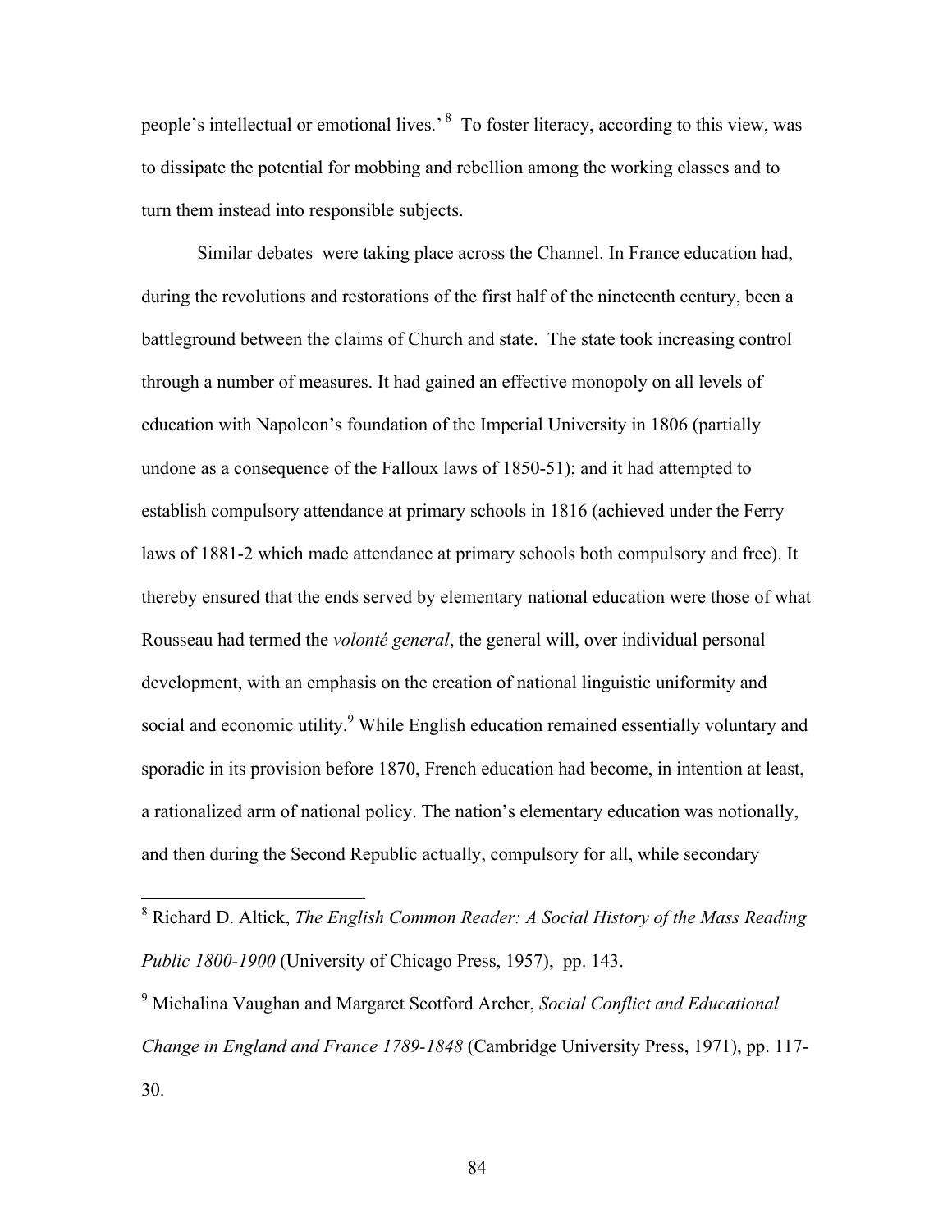people's intellectual or emotional lives.'[8] To foster literacy, according to this view, was to dissipate the potential for mobbing and rebellion among the working classes and to turn them instead into responsible subjects.

Similar debates were taking place across the Channel. In France education had, during the revolutions and restorations of the first half of the nineteenth century, been a battleground between the claims of Church and state. The state took increasing control through a number of measures. It had gained an effective monopoly on all levels of education with Napoleon's foundation of the Imperial University in 1806 (partially undone as a consequence of the Falloux laws of 1850-51); and it had attempted to establish compulsory attendance at primary schools in 1816 (achieved under the Ferry laws of 1881-2 which made attendance at primary schools both compulsory and free). It thereby ensured that the ends served by elementary national education were those of what Rousseau had termed the *volonté general*, the general will, over individual personal development, with an emphasis on the creation of national linguistic uniformity and social and economic utility.[9] While English education remained essentially voluntary and sporadic in its provision before 1870, French education had become, in intention at least, a rationalized arm of national policy. The nation's elementary education was notionally, and then during the Second Republic actually, compulsory for all, while secondary

---

[8] Richard D. Altick, *The English Common Reader: A Social History of the Mass Reading Public 1800-1900* (University of Chicago Press, 1957), pp. 143.

[9] Michalina Vaughan and Margaret Scotford Archer, *Social Conflict and Educational Change in England and France 1789-1848* (Cambridge University Press, 1971), pp. 117-30.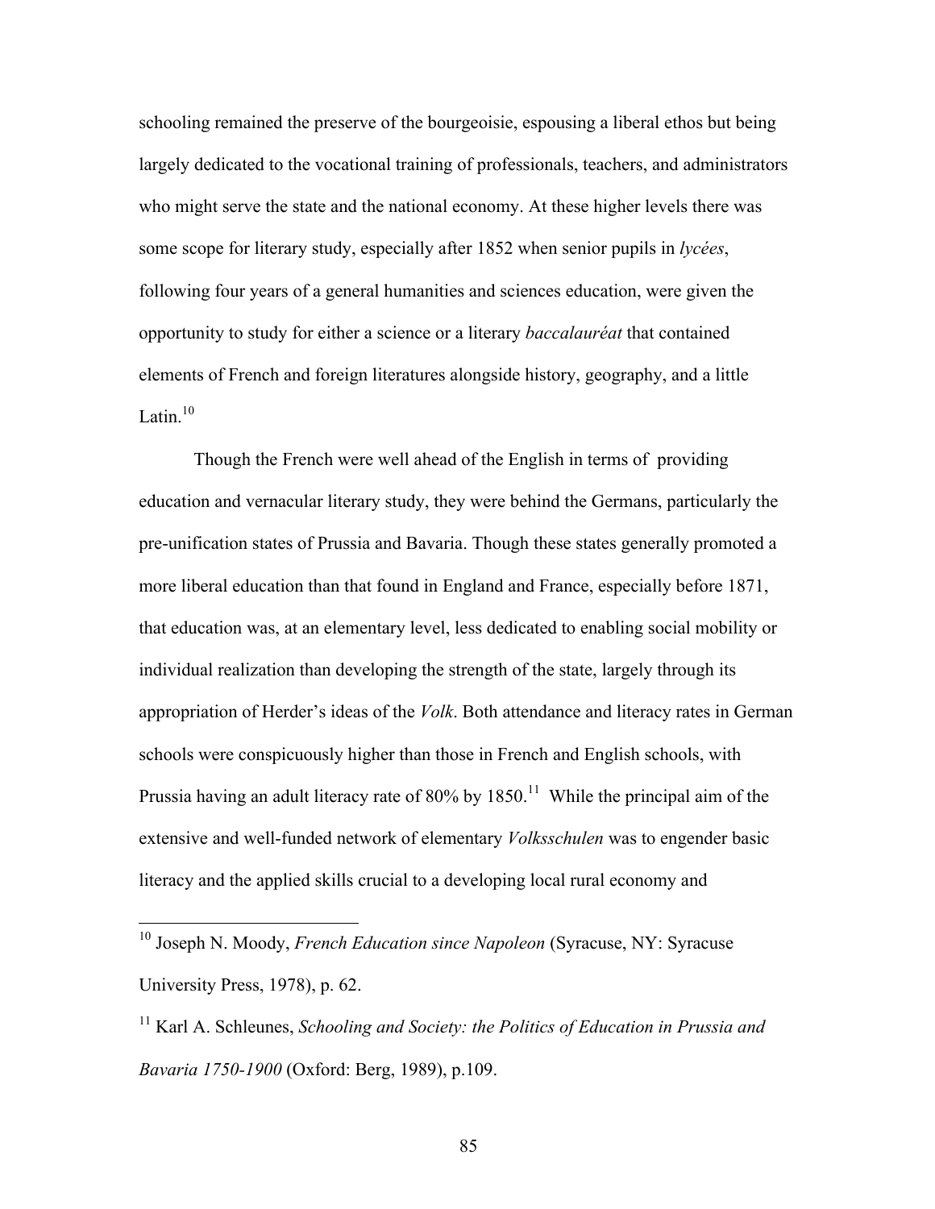schooling remained the preserve of the bourgeoisie, espousing a liberal ethos but being largely dedicated to the vocational training of professionals, teachers, and administrators who might serve the state and the national economy. At these higher levels there was some scope for literary study, especially after 1852 when senior pupils in *lycées*, following four years of a general humanities and sciences education, were given the opportunity to study for either a science or a literary *baccalauréat* that contained elements of French and foreign literatures alongside history, geography, and a little Latin.[10]

Though the French were well ahead of the English in terms of providing education and vernacular literary study, they were behind the Germans, particularly the pre-unification states of Prussia and Bavaria. Though these states generally promoted a more liberal education than that found in England and France, especially before 1871, that education was, at an elementary level, less dedicated to enabling social mobility or individual realization than developing the strength of the state, largely through its appropriation of Herder's ideas of the *Volk*. Both attendance and literacy rates in German schools were conspicuously higher than those in French and English schools, with Prussia having an adult literacy rate of 80% by 1850.[11] While the principal aim of the extensive and well-funded network of elementary *Volksschulen* was to engender basic literacy and the applied skills crucial to a developing local rural economy and

---

[10] Joseph N. Moody, *French Education since Napoleon* (Syracuse, NY: Syracuse University Press, 1978), p. 62.

[11] Karl A. Schleunes, *Schooling and Society: the Politics of Education in Prussia and Bavaria 1750-1900* (Oxford: Berg, 1989), p.109.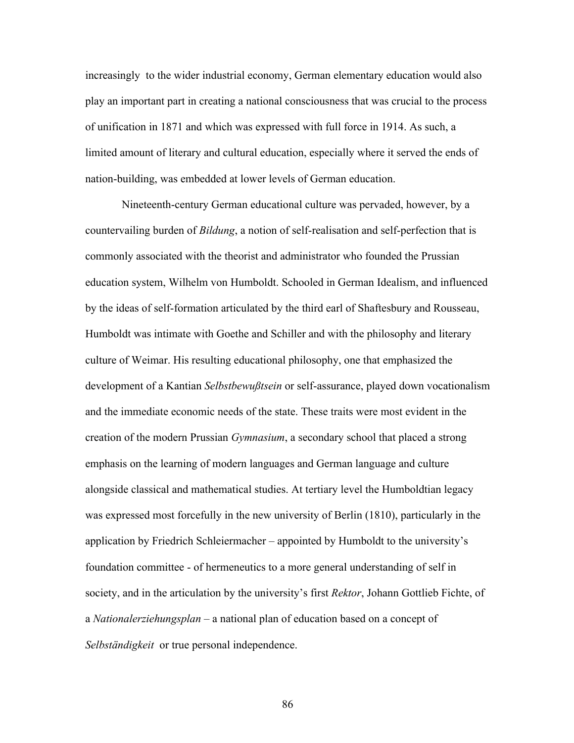increasingly to the wider industrial economy, German elementary education would also play an important part in creating a national consciousness that was crucial to the process of unification in 1871 and which was expressed with full force in 1914. As such, a limited amount of literary and cultural education, especially where it served the ends of nation-building, was embedded at lower levels of German education.

Nineteenth-century German educational culture was pervaded, however, by a countervailing burden of *Bildung*, a notion of self-realisation and self-perfection that is commonly associated with the theorist and administrator who founded the Prussian education system, Wilhelm von Humboldt. Schooled in German Idealism, and influenced by the ideas of self-formation articulated by the third earl of Shaftesbury and Rousseau, Humboldt was intimate with Goethe and Schiller and with the philosophy and literary culture of Weimar. His resulting educational philosophy, one that emphasized the development of a Kantian *Selbstbewußtsein* or self-assurance, played down vocationalism and the immediate economic needs of the state. These traits were most evident in the creation of the modern Prussian *Gymnasium*, a secondary school that placed a strong emphasis on the learning of modern languages and German language and culture alongside classical and mathematical studies. At tertiary level the Humboldtian legacy was expressed most forcefully in the new university of Berlin (1810), particularly in the application by Friedrich Schleiermacher – appointed by Humboldt to the university's foundation committee - of hermeneutics to a more general understanding of self in society, and in the articulation by the university's first *Rektor*, Johann Gottlieb Fichte, of a *Nationalerziehungsplan* – a national plan of education based on a concept of *Selbständigkeit* or true personal independence.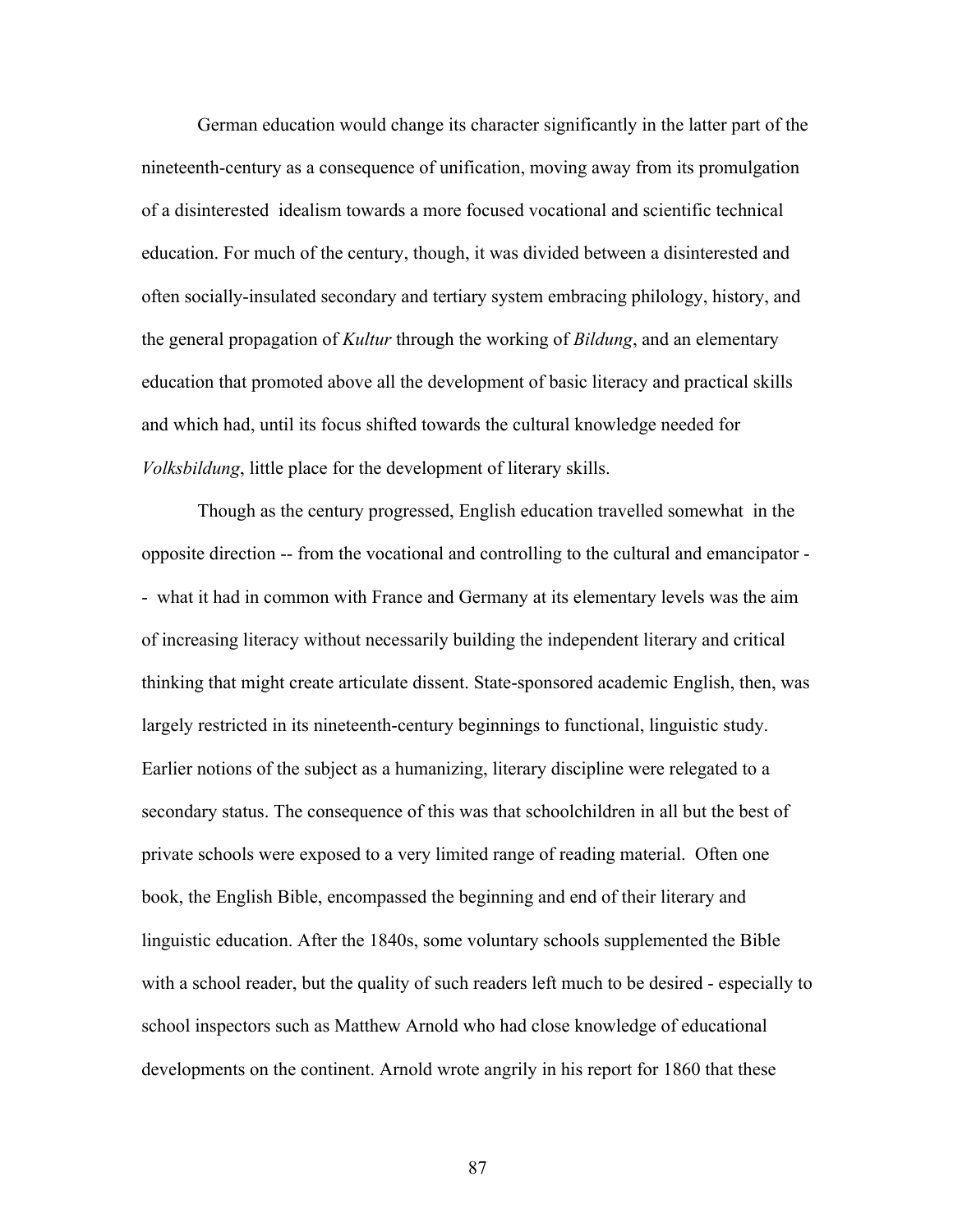German education would change its character significantly in the latter part of the nineteenth-century as a consequence of unification, moving away from its promulgation of a disinterested idealism towards a more focused vocational and scientific technical education. For much of the century, though, it was divided between a disinterested and often socially-insulated secondary and tertiary system embracing philology, history, and the general propagation of *Kultur* through the working of *Bildung*, and an elementary education that promoted above all the development of basic literacy and practical skills and which had, until its focus shifted towards the cultural knowledge needed for *Volksbildung*, little place for the development of literary skills.

Though as the century progressed, English education travelled somewhat in the opposite direction -- from the vocational and controlling to the cultural and emancipator -- what it had in common with France and Germany at its elementary levels was the aim of increasing literacy without necessarily building the independent literary and critical thinking that might create articulate dissent. State-sponsored academic English, then, was largely restricted in its nineteenth-century beginnings to functional, linguistic study. Earlier notions of the subject as a humanizing, literary discipline were relegated to a secondary status. The consequence of this was that schoolchildren in all but the best of private schools were exposed to a very limited range of reading material. Often one book, the English Bible, encompassed the beginning and end of their literary and linguistic education. After the 1840s, some voluntary schools supplemented the Bible with a school reader, but the quality of such readers left much to be desired - especially to school inspectors such as Matthew Arnold who had close knowledge of educational developments on the continent. Arnold wrote angrily in his report for 1860 that these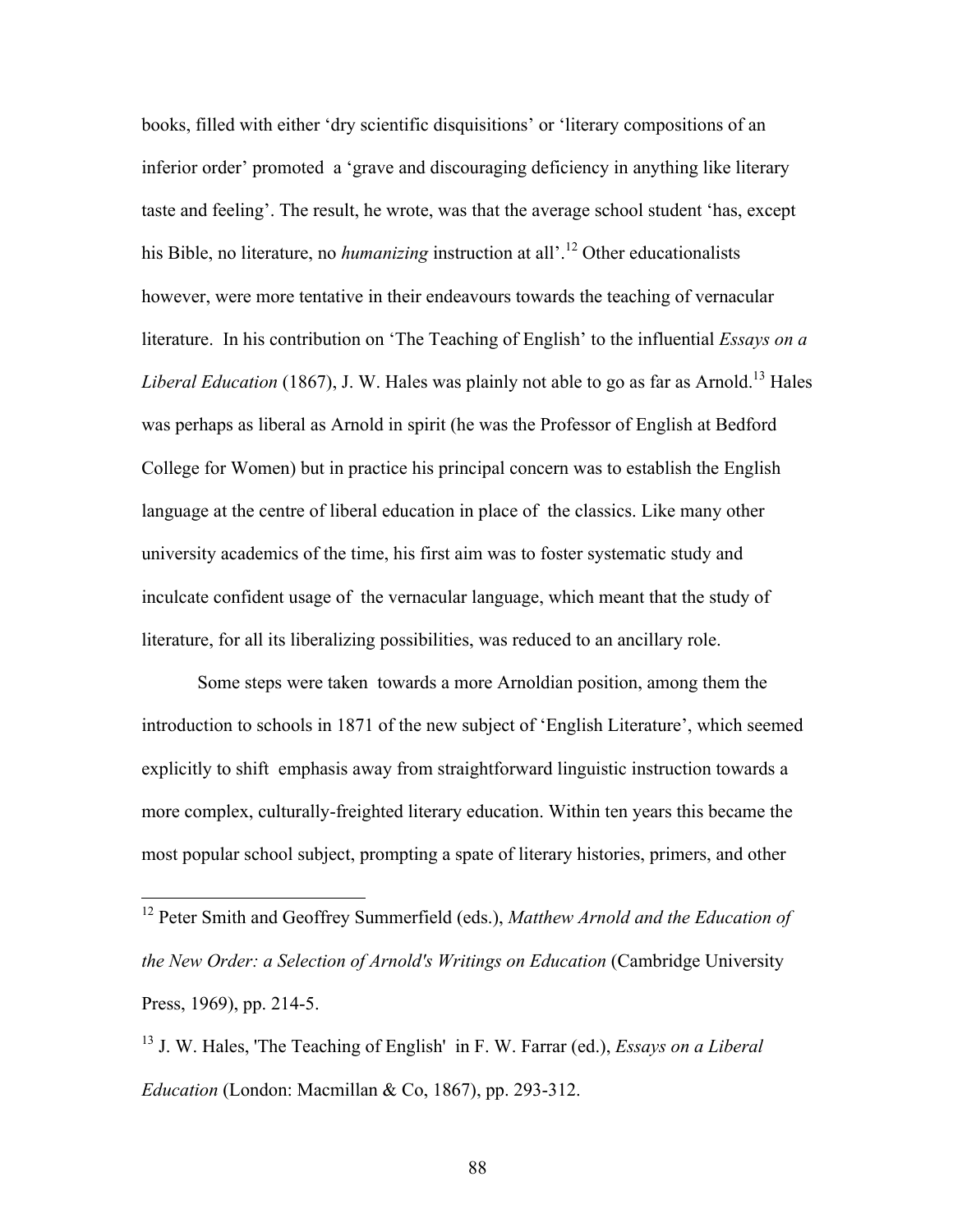books, filled with either 'dry scientific disquisitions' or 'literary compositions of an inferior order' promoted a 'grave and discouraging deficiency in anything like literary taste and feeling'. The result, he wrote, was that the average school student 'has, except his Bible, no literature, no *humanizing* instruction at all'.[12] Other educationalists however, were more tentative in their endeavours towards the teaching of vernacular literature. In his contribution on 'The Teaching of English' to the influential *Essays on a Liberal Education* (1867), J. W. Hales was plainly not able to go as far as Arnold.[13] Hales was perhaps as liberal as Arnold in spirit (he was the Professor of English at Bedford College for Women) but in practice his principal concern was to establish the English language at the centre of liberal education in place of the classics. Like many other university academics of the time, his first aim was to foster systematic study and inculcate confident usage of the vernacular language, which meant that the study of literature, for all its liberalizing possibilities, was reduced to an ancillary role.

Some steps were taken towards a more Arnoldian position, among them the introduction to schools in 1871 of the new subject of 'English Literature', which seemed explicitly to shift emphasis away from straightforward linguistic instruction towards a more complex, culturally-freighted literary education. Within ten years this became the most popular school subject, prompting a spate of literary histories, primers, and other

---

[12] Peter Smith and Geoffrey Summerfield (eds.), *Matthew Arnold and the Education of the New Order: a Selection of Arnold's Writings on Education* (Cambridge University Press, 1969), pp. 214-5.

[13] J. W. Hales, 'The Teaching of English' in F. W. Farrar (ed.), *Essays on a Liberal Education* (London: Macmillan & Co, 1867), pp. 293-312.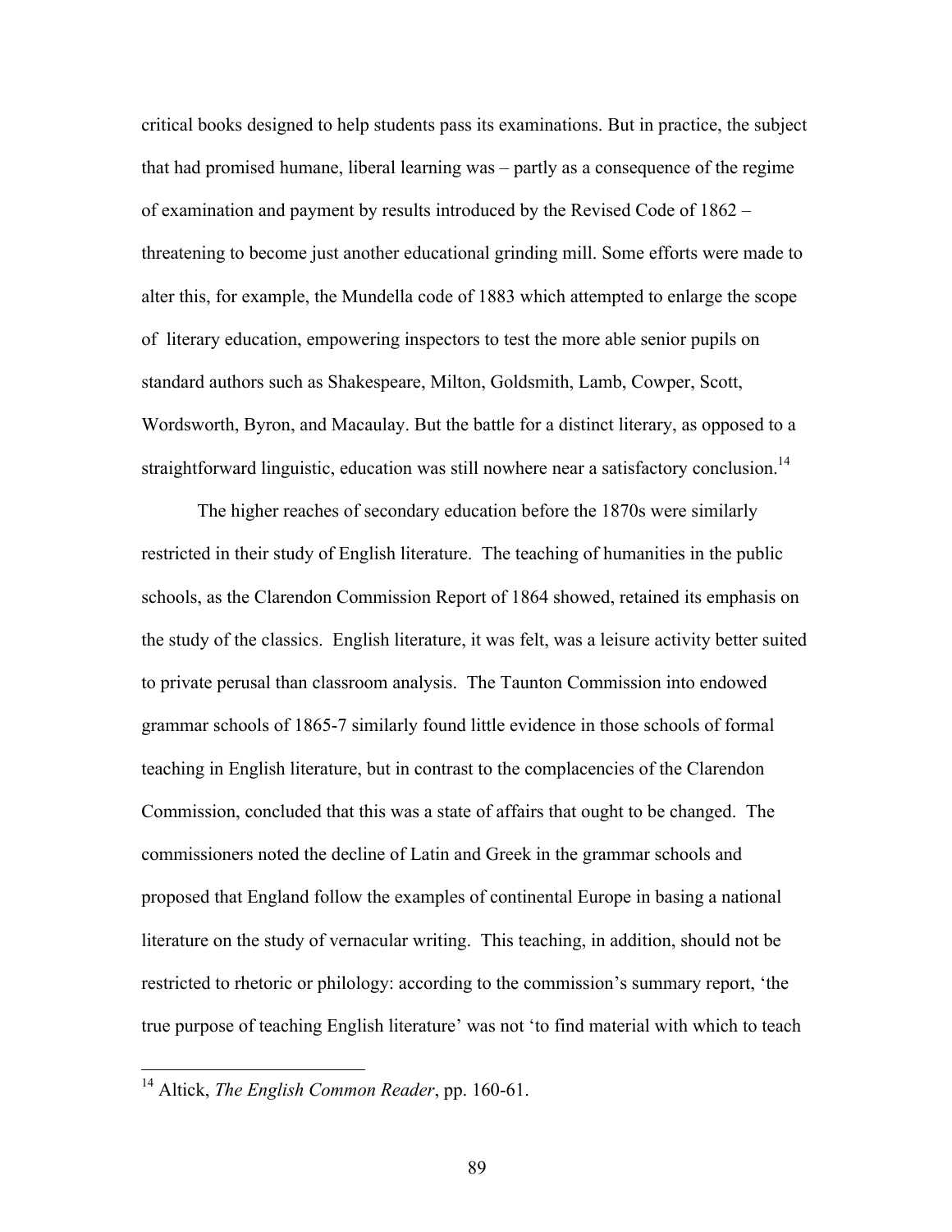critical books designed to help students pass its examinations. But in practice, the subject that had promised humane, liberal learning was – partly as a consequence of the regime of examination and payment by results introduced by the Revised Code of 1862 – threatening to become just another educational grinding mill. Some efforts were made to alter this, for example, the Mundella code of 1883 which attempted to enlarge the scope of literary education, empowering inspectors to test the more able senior pupils on standard authors such as Shakespeare, Milton, Goldsmith, Lamb, Cowper, Scott, Wordsworth, Byron, and Macaulay. But the battle for a distinct literary, as opposed to a straightforward linguistic, education was still nowhere near a satisfactory conclusion.[14]

The higher reaches of secondary education before the 1870s were similarly restricted in their study of English literature. The teaching of humanities in the public schools, as the Clarendon Commission Report of 1864 showed, retained its emphasis on the study of the classics. English literature, it was felt, was a leisure activity better suited to private perusal than classroom analysis. The Taunton Commission into endowed grammar schools of 1865-7 similarly found little evidence in those schools of formal teaching in English literature, but in contrast to the complacencies of the Clarendon Commission, concluded that this was a state of affairs that ought to be changed. The commissioners noted the decline of Latin and Greek in the grammar schools and proposed that England follow the examples of continental Europe in basing a national literature on the study of vernacular writing. This teaching, in addition, should not be restricted to rhetoric or philology: according to the commission's summary report, 'the true purpose of teaching English literature' was not 'to find material with which to teach

[14] Altick, *The English Common Reader*, pp. 160-61.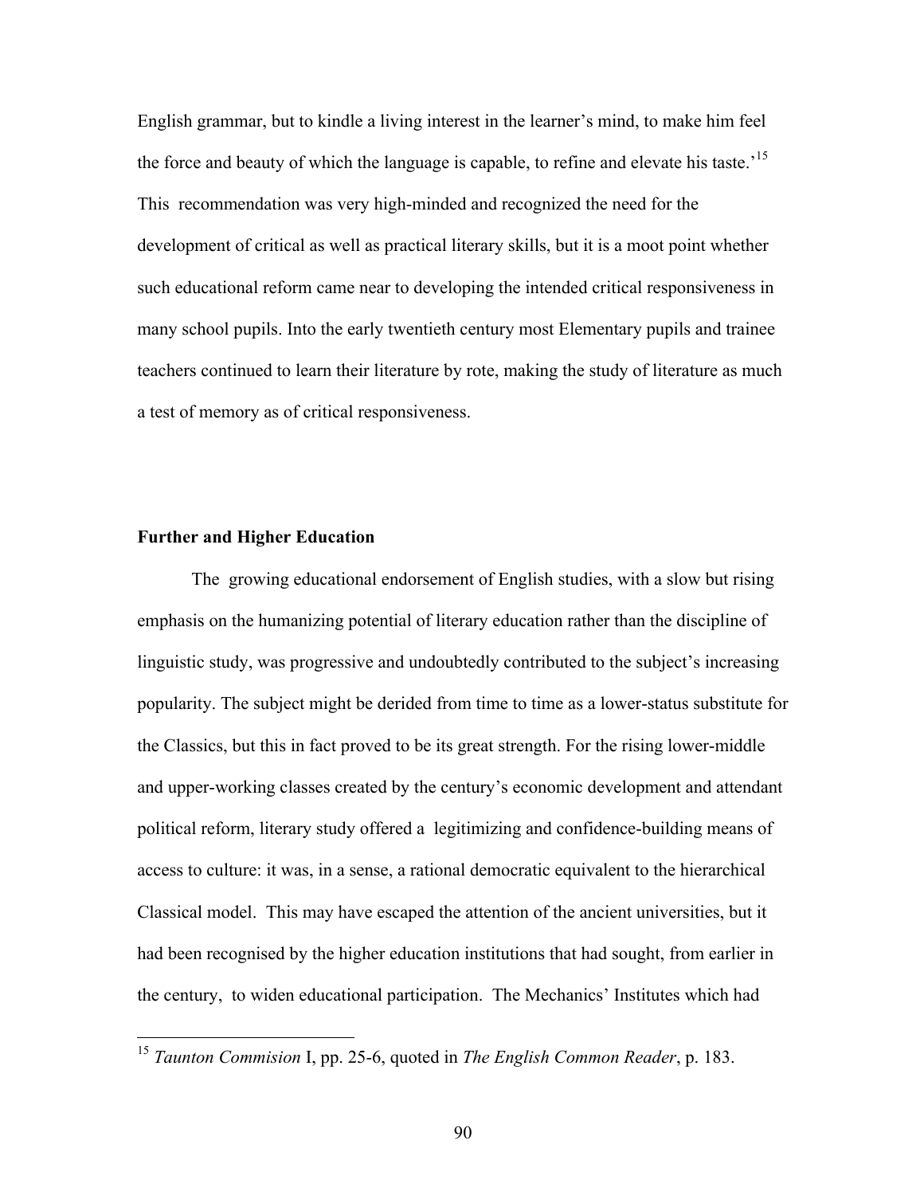English grammar, but to kindle a living interest in the learner's mind, to make him feel the force and beauty of which the language is capable, to refine and elevate his taste.'[15] This recommendation was very high-minded and recognized the need for the development of critical as well as practical literary skills, but it is a moot point whether such educational reform came near to developing the intended critical responsiveness in many school pupils. Into the early twentieth century most Elementary pupils and trainee teachers continued to learn their literature by rote, making the study of literature as much a test of memory as of critical responsiveness.

**Further and Higher Education**

The growing educational endorsement of English studies, with a slow but rising emphasis on the humanizing potential of literary education rather than the discipline of linguistic study, was progressive and undoubtedly contributed to the subject's increasing popularity. The subject might be derided from time to time as a lower-status substitute for the Classics, but this in fact proved to be its great strength. For the rising lower-middle and upper-working classes created by the century's economic development and attendant political reform, literary study offered a legitimizing and confidence-building means of access to culture: it was, in a sense, a rational democratic equivalent to the hierarchical Classical model. This may have escaped the attention of the ancient universities, but it had been recognised by the higher education institutions that had sought, from earlier in the century, to widen educational participation. The Mechanics' Institutes which had

[15] *Taunton Commision* I, pp. 25-6, quoted in *The English Common Reader*, p. 183.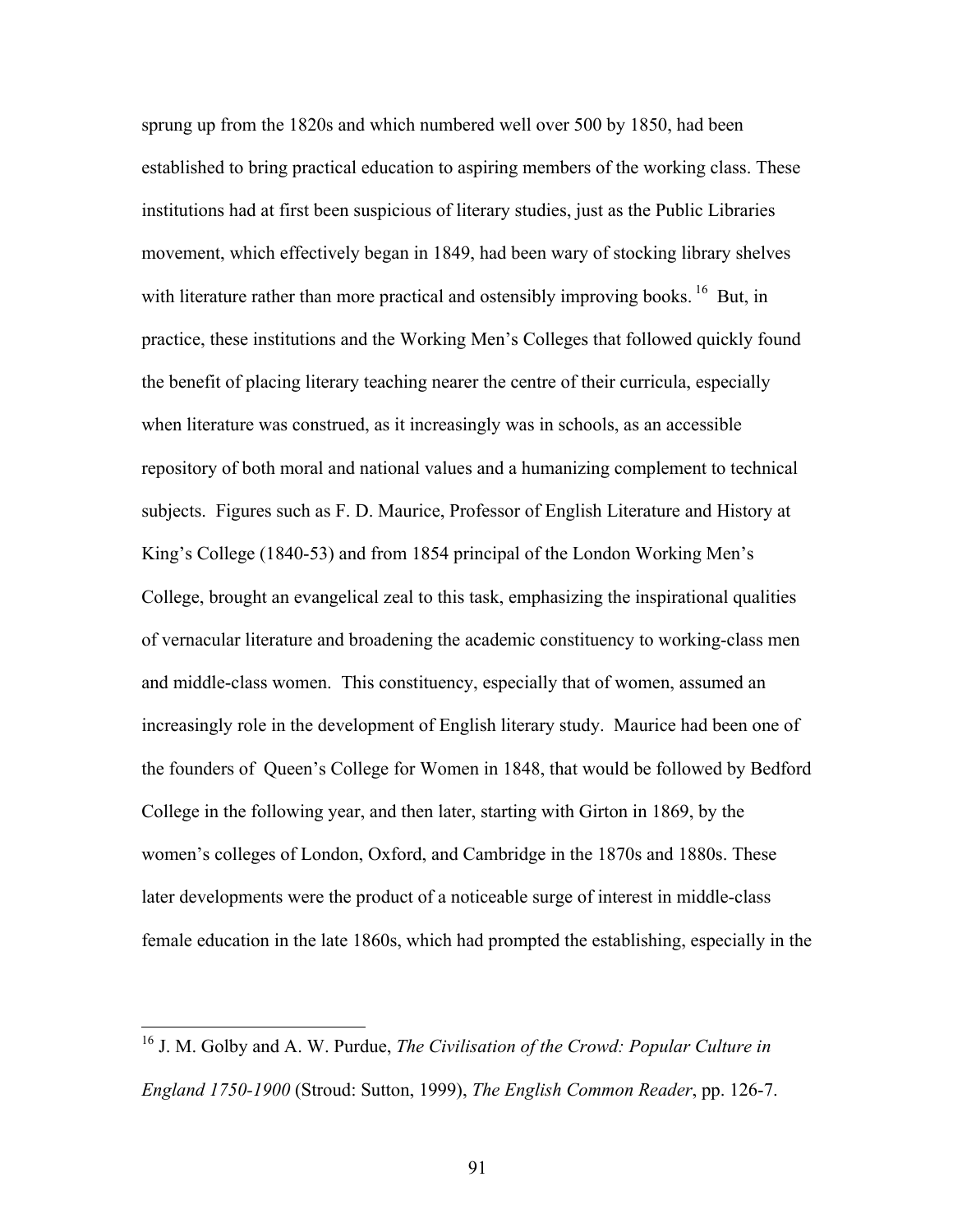sprung up from the 1820s and which numbered well over 500 by 1850, had been established to bring practical education to aspiring members of the working class. These institutions had at first been suspicious of literary studies, just as the Public Libraries movement, which effectively began in 1849, had been wary of stocking library shelves with literature rather than more practical and ostensibly improving books.[16] But, in practice, these institutions and the Working Men's Colleges that followed quickly found the benefit of placing literary teaching nearer the centre of their curricula, especially when literature was construed, as it increasingly was in schools, as an accessible repository of both moral and national values and a humanizing complement to technical subjects. Figures such as F. D. Maurice, Professor of English Literature and History at King's College (1840-53) and from 1854 principal of the London Working Men's College, brought an evangelical zeal to this task, emphasizing the inspirational qualities of vernacular literature and broadening the academic constituency to working-class men and middle-class women. This constituency, especially that of women, assumed an increasingly role in the development of English literary study. Maurice had been one of the founders of Queen's College for Women in 1848, that would be followed by Bedford College in the following year, and then later, starting with Girton in 1869, by the women's colleges of London, Oxford, and Cambridge in the 1870s and 1880s. These later developments were the product of a noticeable surge of interest in middle-class female education in the late 1860s, which had prompted the establishing, especially in the

---

[16] J. M. Golby and A. W. Purdue, *The Civilisation of the Crowd: Popular Culture in England 1750-1900* (Stroud: Sutton, 1999), *The English Common Reader*, pp. 126-7.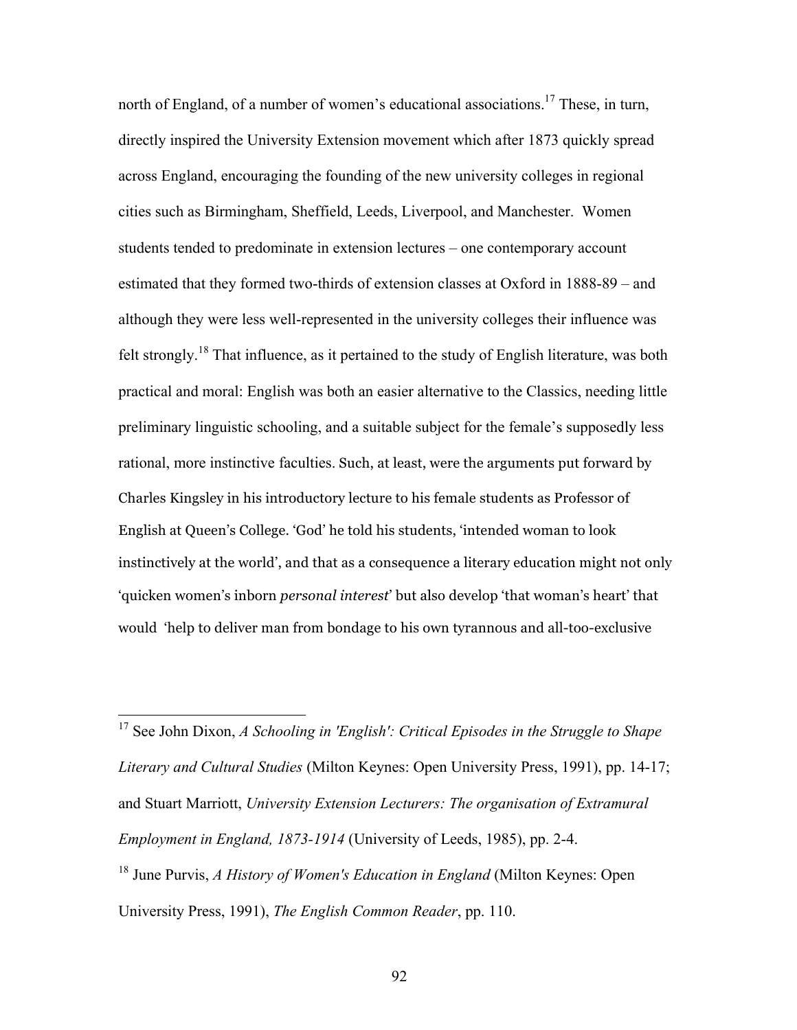north of England, of a number of women's educational associations.[17] These, in turn, directly inspired the University Extension movement which after 1873 quickly spread across England, encouraging the founding of the new university colleges in regional cities such as Birmingham, Sheffield, Leeds, Liverpool, and Manchester. Women students tended to predominate in extension lectures – one contemporary account estimated that they formed two-thirds of extension classes at Oxford in 1888-89 – and although they were less well-represented in the university colleges their influence was felt strongly.[18] That influence, as it pertained to the study of English literature, was both practical and moral: English was both an easier alternative to the Classics, needing little preliminary linguistic schooling, and a suitable subject for the female's supposedly less rational, more instinctive faculties. Such, at least, were the arguments put forward by Charles Kingsley in his introductory lecture to his female students as Professor of English at Queen's College. 'God' he told his students, 'intended woman to look instinctively at the world', and that as a consequence a literary education might not only 'quicken women's inborn *personal interest*' but also develop 'that woman's heart' that would 'help to deliver man from bondage to his own tyrannous and all-too-exclusive

---

[17] See John Dixon, *A Schooling in 'English': Critical Episodes in the Struggle to Shape Literary and Cultural Studies* (Milton Keynes: Open University Press, 1991), pp. 14-17; and Stuart Marriott, *University Extension Lecturers: The organisation of Extramural Employment in England, 1873-1914* (University of Leeds, 1985), pp. 2-4.

[18] June Purvis, *A History of Women's Education in England* (Milton Keynes: Open University Press, 1991), *The English Common Reader*, pp. 110.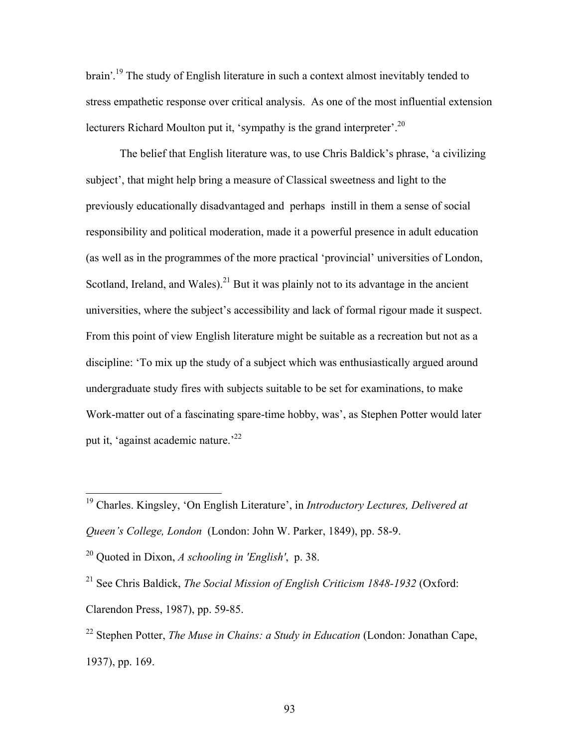brain'.[19] The study of English literature in such a context almost inevitably tended to stress empathetic response over critical analysis. As one of the most influential extension lecturers Richard Moulton put it, 'sympathy is the grand interpreter'.[20]

The belief that English literature was, to use Chris Baldick's phrase, 'a civilizing subject', that might help bring a measure of Classical sweetness and light to the previously educationally disadvantaged and perhaps instill in them a sense of social responsibility and political moderation, made it a powerful presence in adult education (as well as in the programmes of the more practical 'provincial' universities of London, Scotland, Ireland, and Wales).[21] But it was plainly not to its advantage in the ancient universities, where the subject's accessibility and lack of formal rigour made it suspect. From this point of view English literature might be suitable as a recreation but not as a discipline: 'To mix up the study of a subject which was enthusiastically argued around undergraduate study fires with subjects suitable to be set for examinations, to make Work-matter out of a fascinating spare-time hobby, was', as Stephen Potter would later put it, 'against academic nature.'[22]

---

[19] Charles. Kingsley, 'On English Literature', in *Introductory Lectures, Delivered at Queen's College, London* (London: John W. Parker, 1849), pp. 58-9.

[20] Quoted in Dixon, *A schooling in 'English'*, p. 38.

[21] See Chris Baldick, *The Social Mission of English Criticism 1848-1932* (Oxford: Clarendon Press, 1987), pp. 59-85.

[22] Stephen Potter, *The Muse in Chains: a Study in Education* (London: Jonathan Cape, 1937), pp. 169.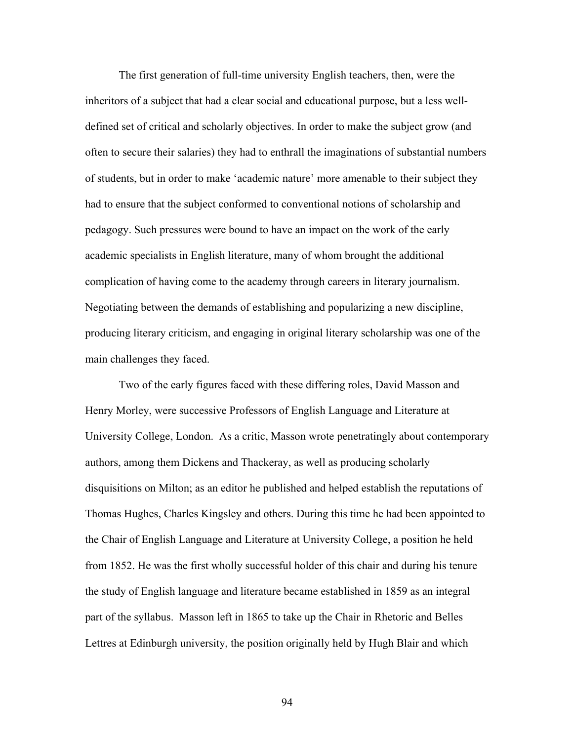The first generation of full-time university English teachers, then, were the inheritors of a subject that had a clear social and educational purpose, but a less well-defined set of critical and scholarly objectives. In order to make the subject grow (and often to secure their salaries) they had to enthrall the imaginations of substantial numbers of students, but in order to make 'academic nature' more amenable to their subject they had to ensure that the subject conformed to conventional notions of scholarship and pedagogy. Such pressures were bound to have an impact on the work of the early academic specialists in English literature, many of whom brought the additional complication of having come to the academy through careers in literary journalism. Negotiating between the demands of establishing and popularizing a new discipline, producing literary criticism, and engaging in original literary scholarship was one of the main challenges they faced.

Two of the early figures faced with these differing roles, David Masson and Henry Morley, were successive Professors of English Language and Literature at University College, London. As a critic, Masson wrote penetratingly about contemporary authors, among them Dickens and Thackeray, as well as producing scholarly disquisitions on Milton; as an editor he published and helped establish the reputations of Thomas Hughes, Charles Kingsley and others. During this time he had been appointed to the Chair of English Language and Literature at University College, a position he held from 1852. He was the first wholly successful holder of this chair and during his tenure the study of English language and literature became established in 1859 as an integral part of the syllabus. Masson left in 1865 to take up the Chair in Rhetoric and Belles Lettres at Edinburgh university, the position originally held by Hugh Blair and which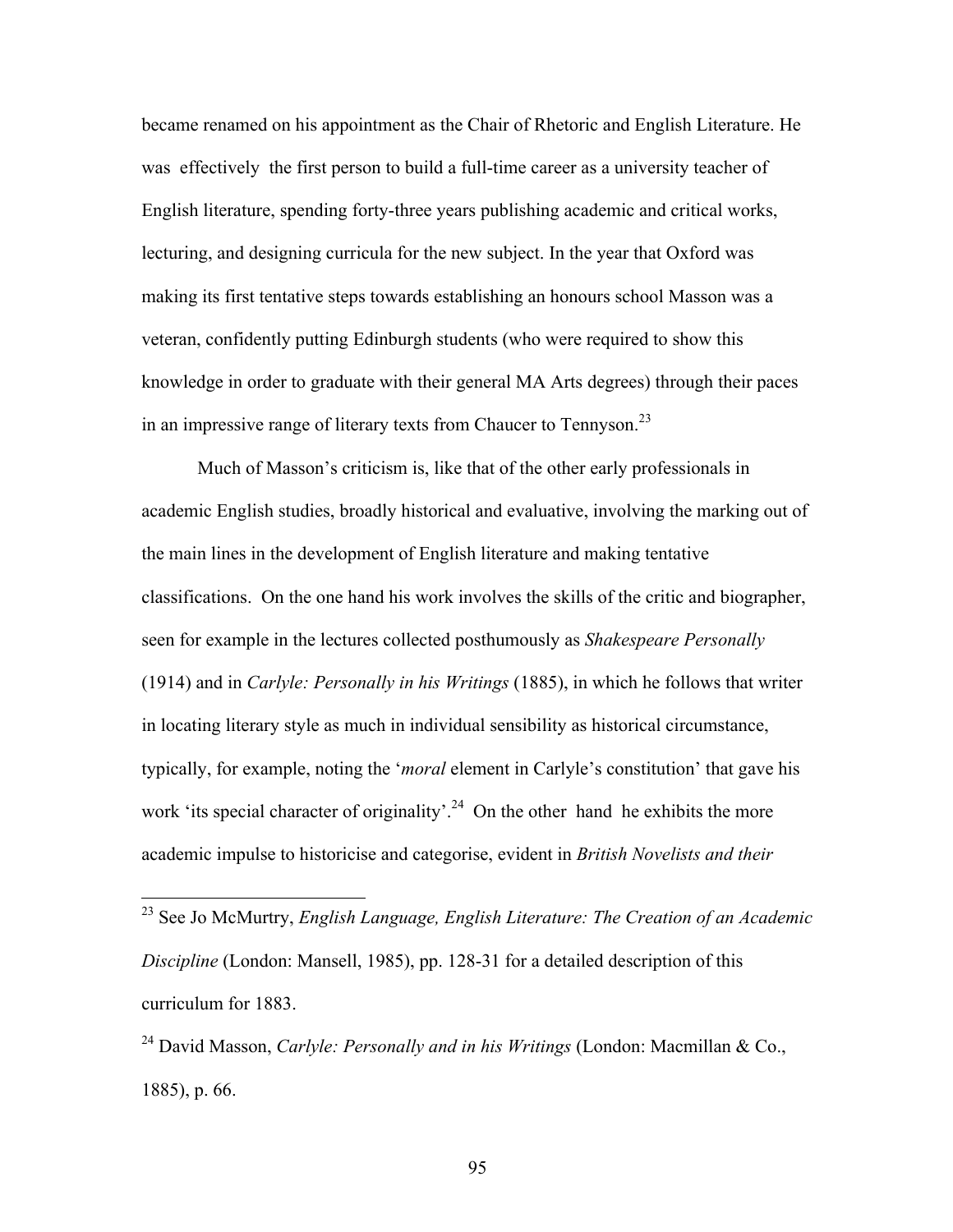became renamed on his appointment as the Chair of Rhetoric and English Literature. He was effectively the first person to build a full-time career as a university teacher of English literature, spending forty-three years publishing academic and critical works, lecturing, and designing curricula for the new subject. In the year that Oxford was making its first tentative steps towards establishing an honours school Masson was a veteran, confidently putting Edinburgh students (who were required to show this knowledge in order to graduate with their general MA Arts degrees) through their paces in an impressive range of literary texts from Chaucer to Tennyson.[23]

Much of Masson's criticism is, like that of the other early professionals in academic English studies, broadly historical and evaluative, involving the marking out of the main lines in the development of English literature and making tentative classifications. On the one hand his work involves the skills of the critic and biographer, seen for example in the lectures collected posthumously as *Shakespeare Personally* (1914) and in *Carlyle: Personally in his Writings* (1885), in which he follows that writer in locating literary style as much in individual sensibility as historical circumstance, typically, for example, noting the '*moral* element in Carlyle's constitution' that gave his work 'its special character of originality'.[24] On the other hand he exhibits the more academic impulse to historicise and categorise, evident in *British Novelists and their*

---

[23] See Jo McMurtry, *English Language, English Literature: The Creation of an Academic Discipline* (London: Mansell, 1985), pp. 128-31 for a detailed description of this curriculum for 1883.

[24] David Masson, *Carlyle: Personally and in his Writings* (London: Macmillan & Co., 1885), p. 66.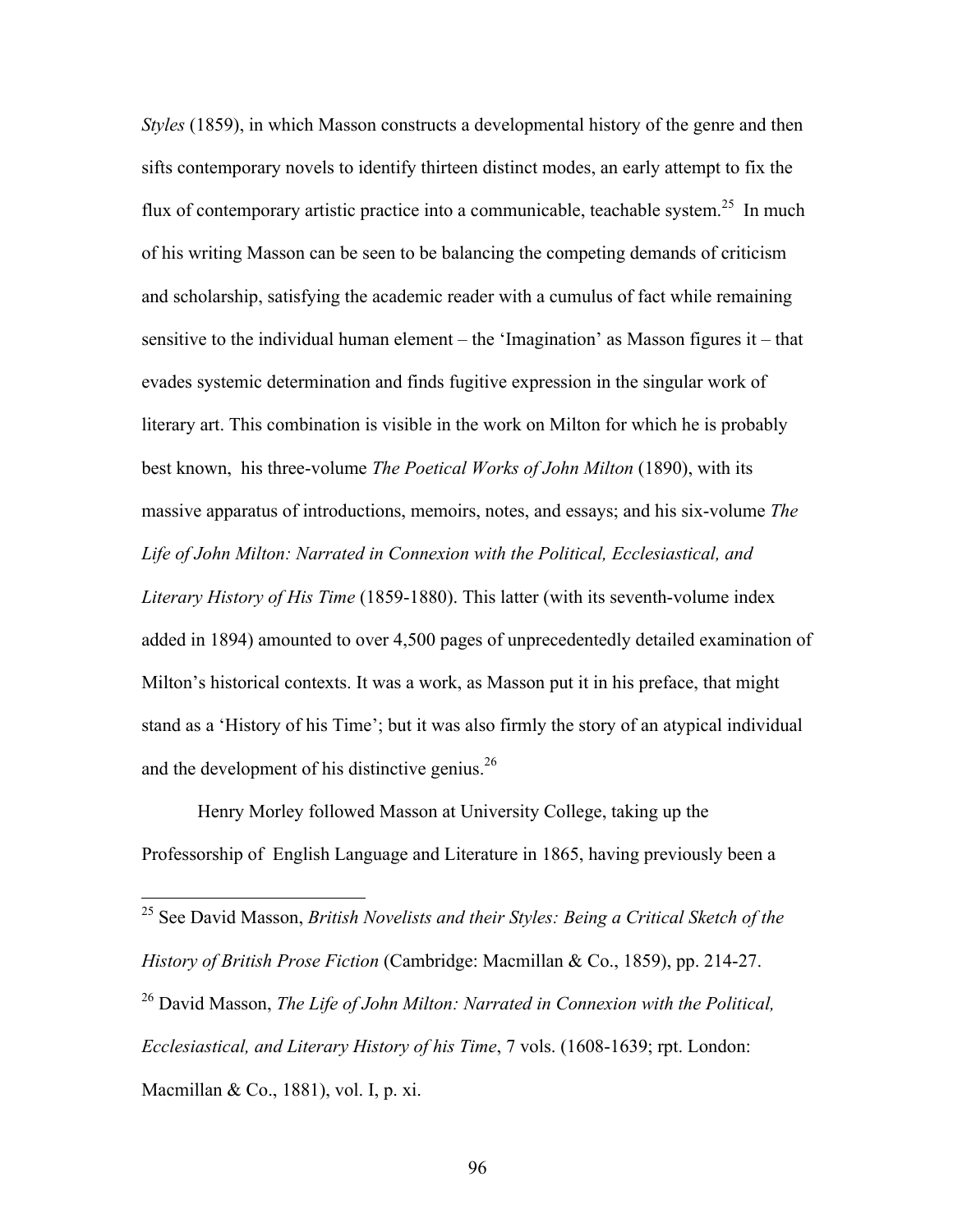*Styles* (1859), in which Masson constructs a developmental history of the genre and then sifts contemporary novels to identify thirteen distinct modes, an early attempt to fix the flux of contemporary artistic practice into a communicable, teachable system.[25] In much of his writing Masson can be seen to be balancing the competing demands of criticism and scholarship, satisfying the academic reader with a cumulus of fact while remaining sensitive to the individual human element – the 'Imagination' as Masson figures it – that evades systemic determination and finds fugitive expression in the singular work of literary art. This combination is visible in the work on Milton for which he is probably best known, his three-volume *The Poetical Works of John Milton* (1890), with its massive apparatus of introductions, memoirs, notes, and essays; and his six-volume *The Life of John Milton: Narrated in Connexion with the Political, Ecclesiastical, and Literary History of His Time* (1859-1880). This latter (with its seventh-volume index added in 1894) amounted to over 4,500 pages of unprecedentedly detailed examination of Milton's historical contexts. It was a work, as Masson put it in his preface, that might stand as a 'History of his Time'; but it was also firmly the story of an atypical individual and the development of his distinctive genius.[26]

Henry Morley followed Masson at University College, taking up the Professorship of English Language and Literature in 1865, having previously been a

---

[25] See David Masson, *British Novelists and their Styles: Being a Critical Sketch of the History of British Prose Fiction* (Cambridge: Macmillan & Co., 1859), pp. 214-27.

[26] David Masson, *The Life of John Milton: Narrated in Connexion with the Political, Ecclesiastical, and Literary History of his Time*, 7 vols. (1608-1639; rpt. London: Macmillan & Co., 1881), vol. I, p. xi.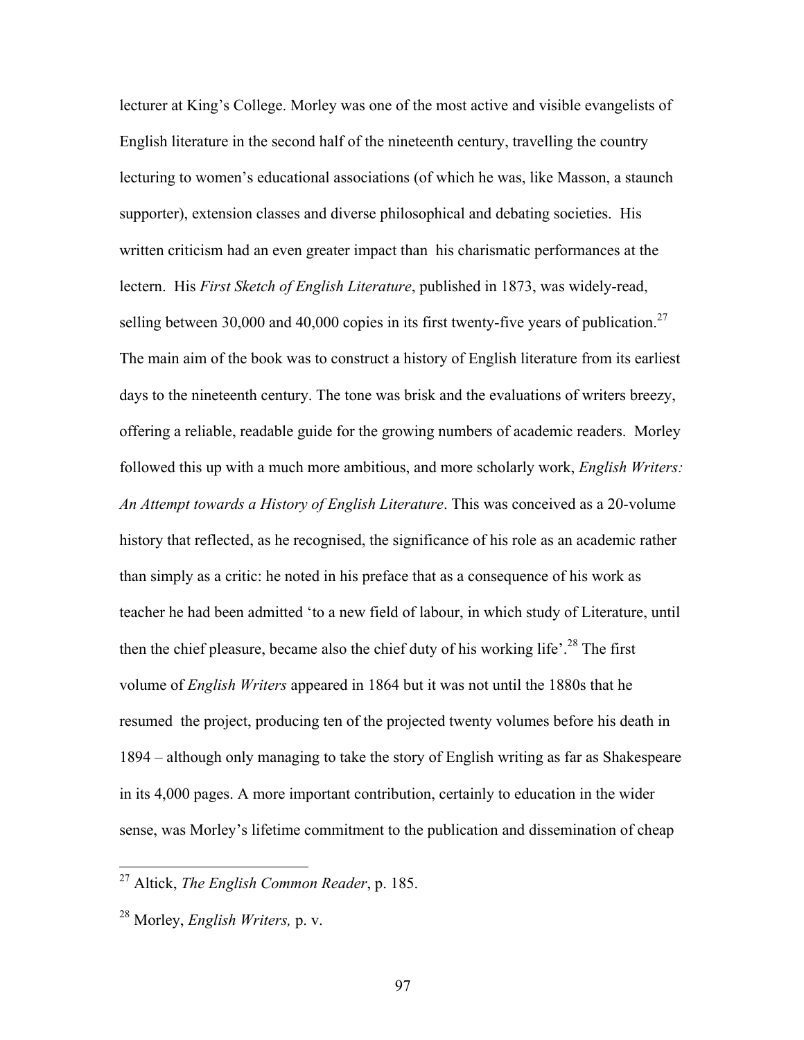lecturer at King's College. Morley was one of the most active and visible evangelists of English literature in the second half of the nineteenth century, travelling the country lecturing to women's educational associations (of which he was, like Masson, a staunch supporter), extension classes and diverse philosophical and debating societies. His written criticism had an even greater impact than his charismatic performances at the lectern. His *First Sketch of English Literature*, published in 1873, was widely-read, selling between 30,000 and 40,000 copies in its first twenty-five years of publication.[27] The main aim of the book was to construct a history of English literature from its earliest days to the nineteenth century. The tone was brisk and the evaluations of writers breezy, offering a reliable, readable guide for the growing numbers of academic readers. Morley followed this up with a much more ambitious, and more scholarly work, *English Writers: An Attempt towards a History of English Literature*. This was conceived as a 20-volume history that reflected, as he recognised, the significance of his role as an academic rather than simply as a critic: he noted in his preface that as a consequence of his work as teacher he had been admitted 'to a new field of labour, in which study of Literature, until then the chief pleasure, became also the chief duty of his working life'.[28] The first volume of *English Writers* appeared in 1864 but it was not until the 1880s that he resumed the project, producing ten of the projected twenty volumes before his death in 1894 – although only managing to take the story of English writing as far as Shakespeare in its 4,000 pages. A more important contribution, certainly to education in the wider sense, was Morley's lifetime commitment to the publication and dissemination of cheap

---

[27] Altick, *The English Common Reader*, p. 185.

[28] Morley, *English Writers,* p. v.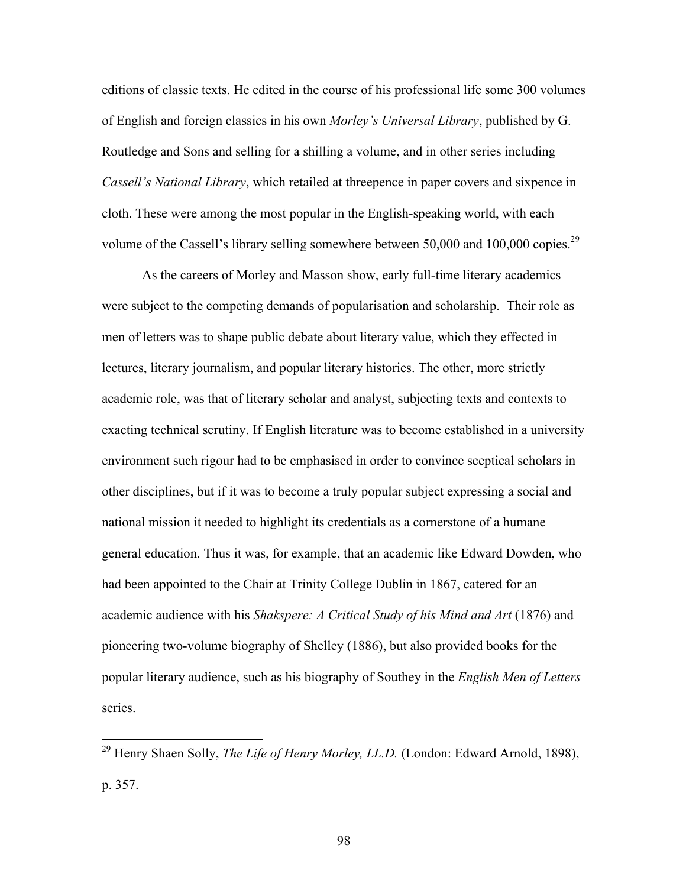editions of classic texts. He edited in the course of his professional life some 300 volumes of English and foreign classics in his own *Morley's Universal Library*, published by G. Routledge and Sons and selling for a shilling a volume, and in other series including *Cassell's National Library*, which retailed at threepence in paper covers and sixpence in cloth. These were among the most popular in the English-speaking world, with each volume of the Cassell's library selling somewhere between 50,000 and 100,000 copies.[29]

As the careers of Morley and Masson show, early full-time literary academics were subject to the competing demands of popularisation and scholarship. Their role as men of letters was to shape public debate about literary value, which they effected in lectures, literary journalism, and popular literary histories. The other, more strictly academic role, was that of literary scholar and analyst, subjecting texts and contexts to exacting technical scrutiny. If English literature was to become established in a university environment such rigour had to be emphasised in order to convince sceptical scholars in other disciplines, but if it was to become a truly popular subject expressing a social and national mission it needed to highlight its credentials as a cornerstone of a humane general education. Thus it was, for example, that an academic like Edward Dowden, who had been appointed to the Chair at Trinity College Dublin in 1867, catered for an academic audience with his *Shakspere: A Critical Study of his Mind and Art* (1876) and pioneering two-volume biography of Shelley (1886), but also provided books for the popular literary audience, such as his biography of Southey in the *English Men of Letters* series.

---

[29] Henry Shaen Solly, *The Life of Henry Morley, LL.D.* (London: Edward Arnold, 1898), p. 357.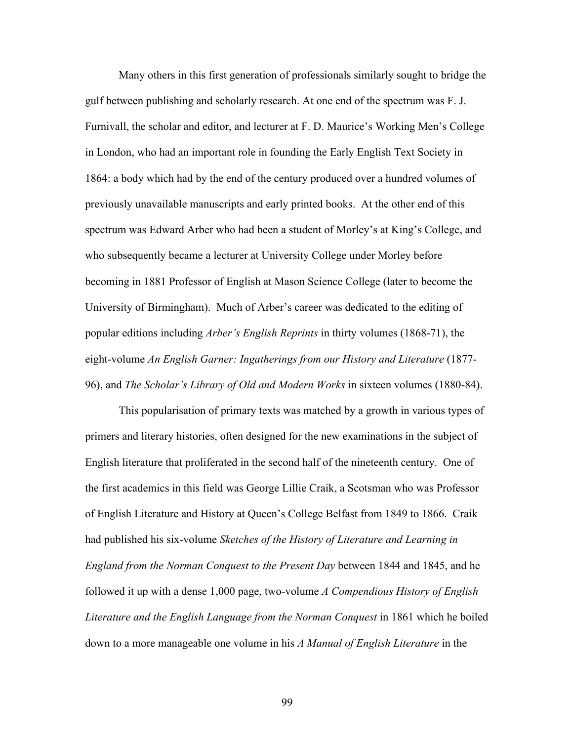Many others in this first generation of professionals similarly sought to bridge the gulf between publishing and scholarly research. At one end of the spectrum was F. J. Furnivall, the scholar and editor, and lecturer at F. D. Maurice's Working Men's College in London, who had an important role in founding the Early English Text Society in 1864: a body which had by the end of the century produced over a hundred volumes of previously unavailable manuscripts and early printed books. At the other end of this spectrum was Edward Arber who had been a student of Morley's at King's College, and who subsequently became a lecturer at University College under Morley before becoming in 1881 Professor of English at Mason Science College (later to become the University of Birmingham). Much of Arber's career was dedicated to the editing of popular editions including *Arber's English Reprints* in thirty volumes (1868-71), the eight-volume *An English Garner: Ingatherings from our History and Literature* (1877-96), and *The Scholar's Library of Old and Modern Works* in sixteen volumes (1880-84).

This popularisation of primary texts was matched by a growth in various types of primers and literary histories, often designed for the new examinations in the subject of English literature that proliferated in the second half of the nineteenth century. One of the first academics in this field was George Lillie Craik, a Scotsman who was Professor of English Literature and History at Queen's College Belfast from 1849 to 1866. Craik had published his six-volume *Sketches of the History of Literature and Learning in England from the Norman Conquest to the Present Day* between 1844 and 1845, and he followed it up with a dense 1,000 page, two-volume *A Compendious History of English Literature and the English Language from the Norman Conquest* in 1861 which he boiled down to a more manageable one volume in his *A Manual of English Literature* in the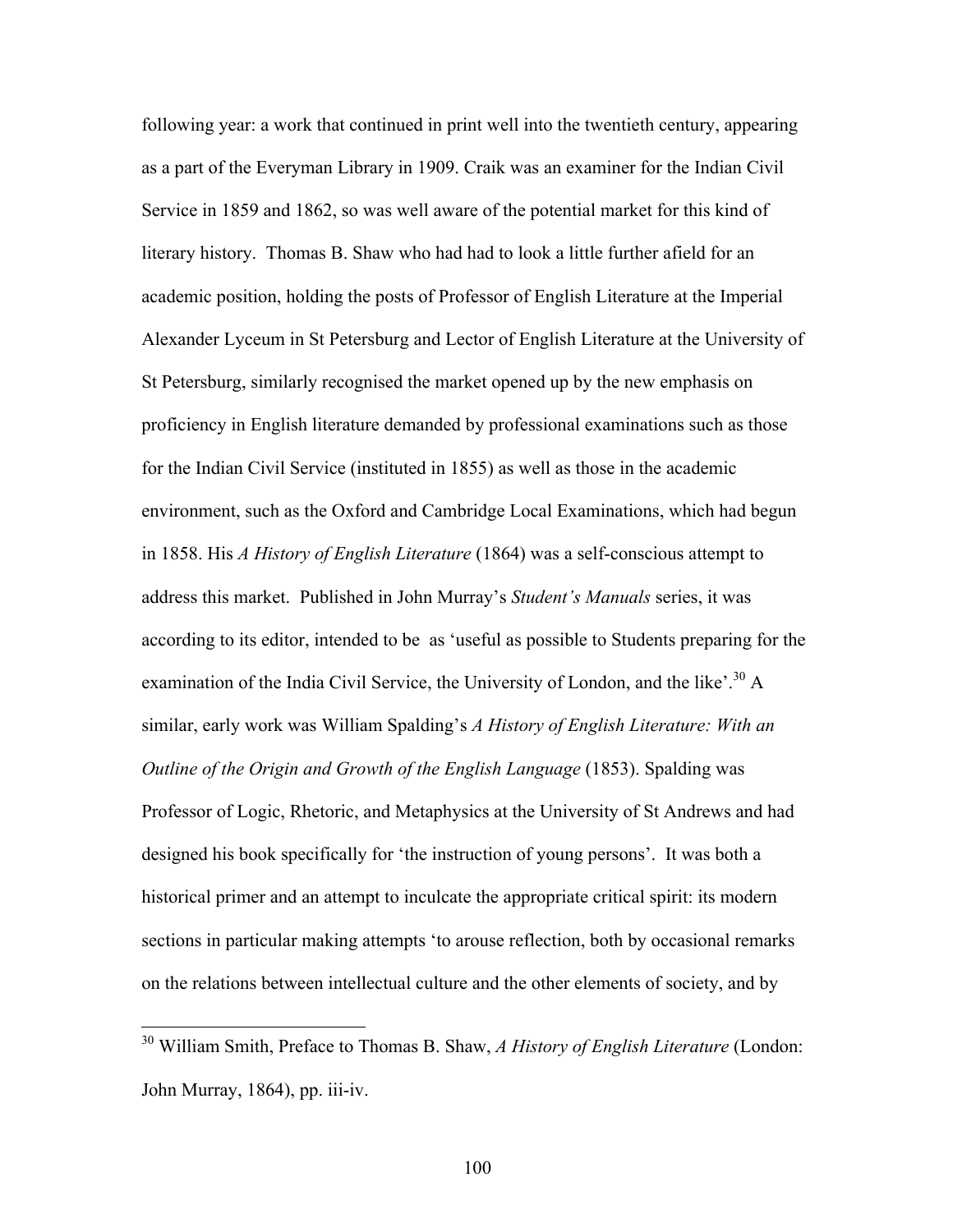following year: a work that continued in print well into the twentieth century, appearing as a part of the Everyman Library in 1909. Craik was an examiner for the Indian Civil Service in 1859 and 1862, so was well aware of the potential market for this kind of literary history. Thomas B. Shaw who had had to look a little further afield for an academic position, holding the posts of Professor of English Literature at the Imperial Alexander Lyceum in St Petersburg and Lector of English Literature at the University of St Petersburg, similarly recognised the market opened up by the new emphasis on proficiency in English literature demanded by professional examinations such as those for the Indian Civil Service (instituted in 1855) as well as those in the academic environment, such as the Oxford and Cambridge Local Examinations, which had begun in 1858. His *A History of English Literature* (1864) was a self-conscious attempt to address this market. Published in John Murray's *Student's Manuals* series, it was according to its editor, intended to be as 'useful as possible to Students preparing for the examination of the India Civil Service, the University of London, and the like'.[30] A similar, early work was William Spalding's *A History of English Literature: With an Outline of the Origin and Growth of the English Language* (1853). Spalding was Professor of Logic, Rhetoric, and Metaphysics at the University of St Andrews and had designed his book specifically for 'the instruction of young persons'. It was both a historical primer and an attempt to inculcate the appropriate critical spirit: its modern sections in particular making attempts 'to arouse reflection, both by occasional remarks on the relations between intellectual culture and the other elements of society, and by

---

[30] William Smith, Preface to Thomas B. Shaw, *A History of English Literature* (London: John Murray, 1864), pp. iii-iv.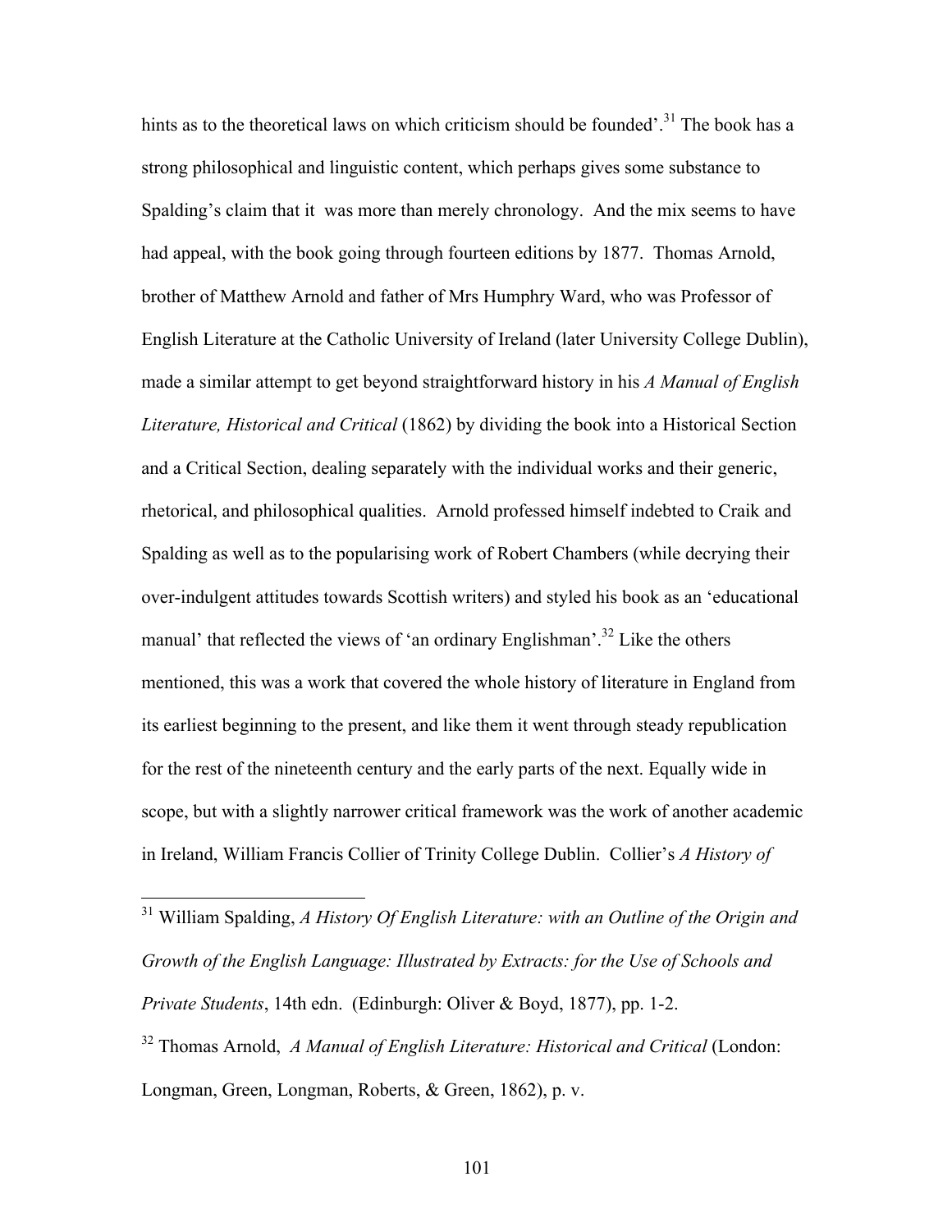hints as to the theoretical laws on which criticism should be founded'.[31] The book has a strong philosophical and linguistic content, which perhaps gives some substance to Spalding's claim that it was more than merely chronology. And the mix seems to have had appeal, with the book going through fourteen editions by 1877. Thomas Arnold, brother of Matthew Arnold and father of Mrs Humphry Ward, who was Professor of English Literature at the Catholic University of Ireland (later University College Dublin), made a similar attempt to get beyond straightforward history in his *A Manual of English Literature, Historical and Critical* (1862) by dividing the book into a Historical Section and a Critical Section, dealing separately with the individual works and their generic, rhetorical, and philosophical qualities. Arnold professed himself indebted to Craik and Spalding as well as to the popularising work of Robert Chambers (while decrying their over-indulgent attitudes towards Scottish writers) and styled his book as an 'educational manual' that reflected the views of 'an ordinary Englishman'.[32] Like the others mentioned, this was a work that covered the whole history of literature in England from its earliest beginning to the present, and like them it went through steady republication for the rest of the nineteenth century and the early parts of the next. Equally wide in scope, but with a slightly narrower critical framework was the work of another academic in Ireland, William Francis Collier of Trinity College Dublin. Collier's *A History of*

---

[31] William Spalding, *A History Of English Literature: with an Outline of the Origin and Growth of the English Language: Illustrated by Extracts: for the Use of Schools and Private Students*, 14th edn. (Edinburgh: Oliver & Boyd, 1877), pp. 1-2.

[32] Thomas Arnold, *A Manual of English Literature: Historical and Critical* (London: Longman, Green, Longman, Roberts, & Green, 1862), p. v.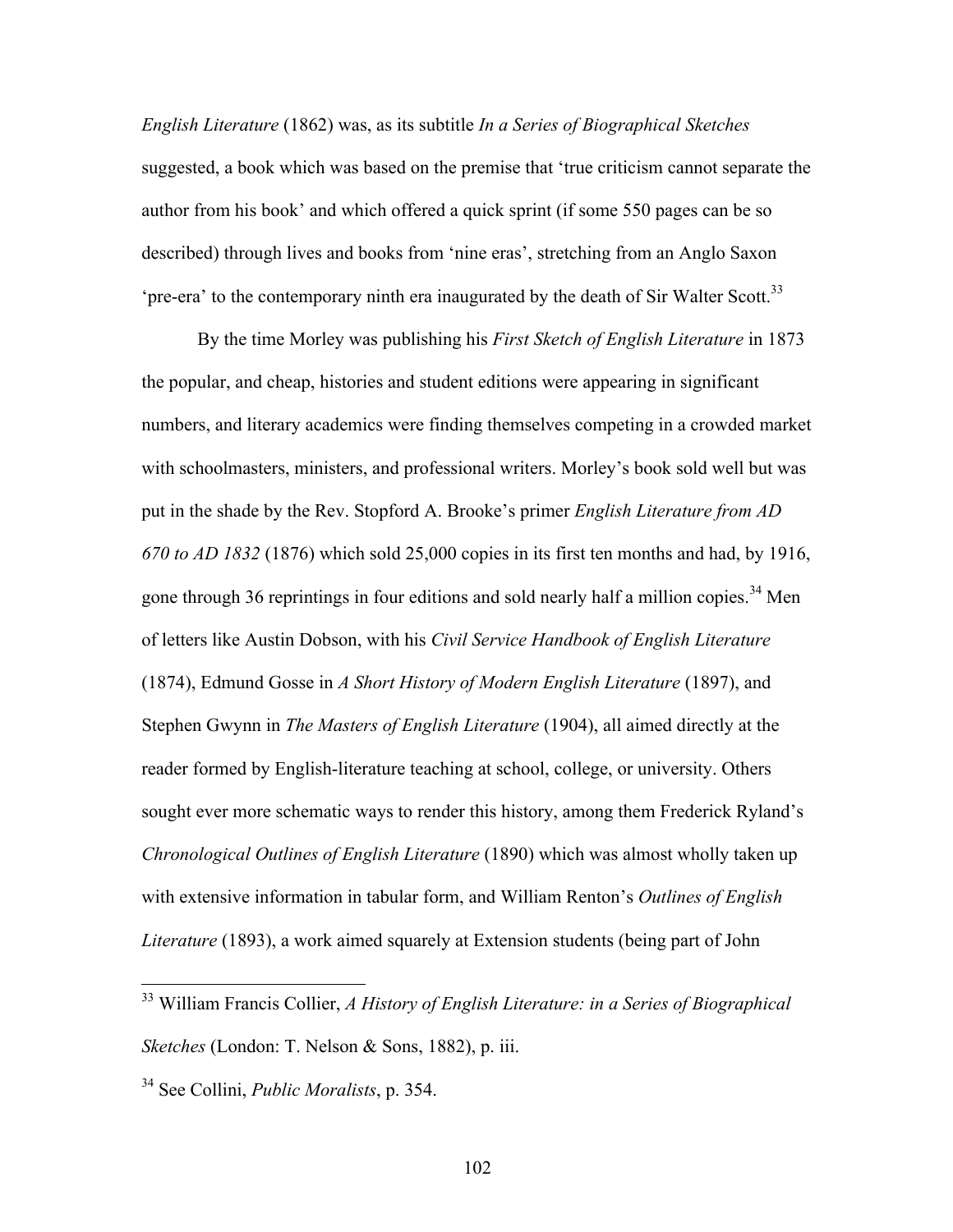*English Literature* (1862) was, as its subtitle *In a Series of Biographical Sketches* suggested, a book which was based on the premise that 'true criticism cannot separate the author from his book' and which offered a quick sprint (if some 550 pages can be so described) through lives and books from 'nine eras', stretching from an Anglo Saxon 'pre-era' to the contemporary ninth era inaugurated by the death of Sir Walter Scott.[33]

By the time Morley was publishing his *First Sketch of English Literature* in 1873 the popular, and cheap, histories and student editions were appearing in significant numbers, and literary academics were finding themselves competing in a crowded market with schoolmasters, ministers, and professional writers. Morley's book sold well but was put in the shade by the Rev. Stopford A. Brooke's primer *English Literature from AD 670 to AD 1832* (1876) which sold 25,000 copies in its first ten months and had, by 1916, gone through 36 reprintings in four editions and sold nearly half a million copies.[34] Men of letters like Austin Dobson, with his *Civil Service Handbook of English Literature* (1874), Edmund Gosse in *A Short History of Modern English Literature* (1897), and Stephen Gwynn in *The Masters of English Literature* (1904), all aimed directly at the reader formed by English-literature teaching at school, college, or university. Others sought ever more schematic ways to render this history, among them Frederick Ryland's *Chronological Outlines of English Literature* (1890) which was almost wholly taken up with extensive information in tabular form, and William Renton's *Outlines of English Literature* (1893), a work aimed squarely at Extension students (being part of John

---

[33] William Francis Collier, *A History of English Literature: in a Series of Biographical Sketches* (London: T. Nelson & Sons, 1882), p. iii.

[34] See Collini, *Public Moralists*, p. 354.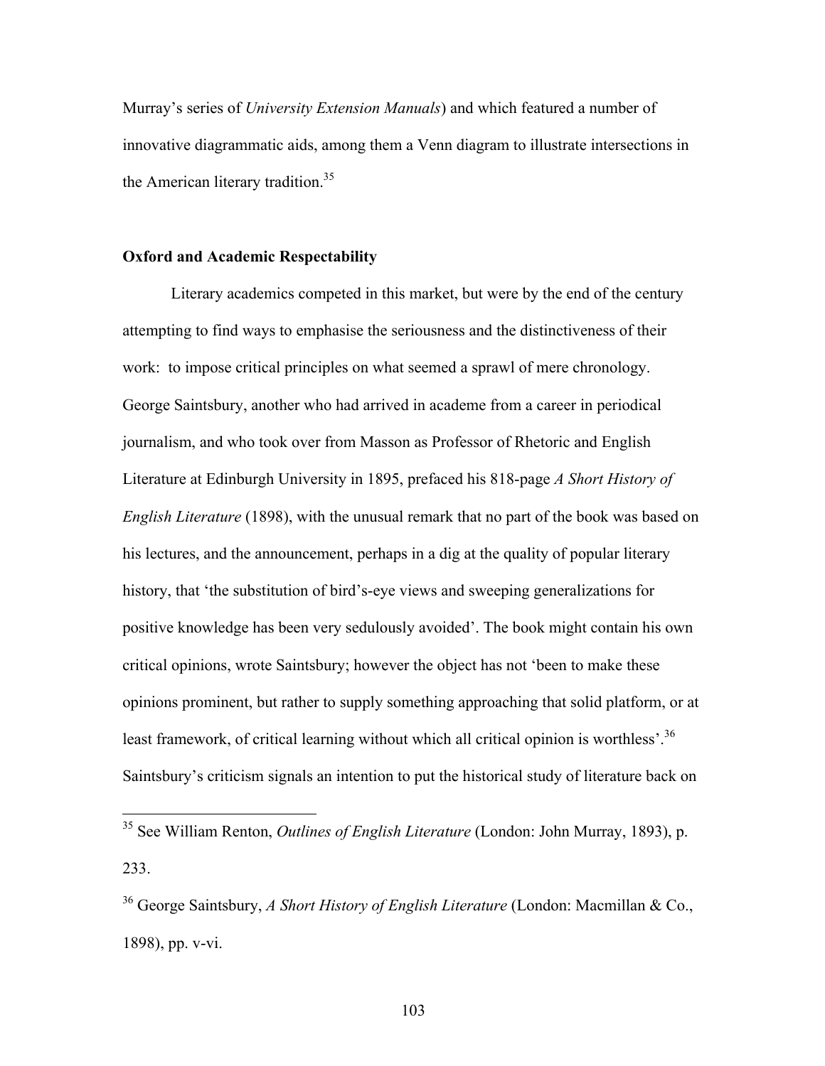Murray's series of *University Extension Manuals*) and which featured a number of innovative diagrammatic aids, among them a Venn diagram to illustrate intersections in the American literary tradition.[35]

**Oxford and Academic Respectability**

Literary academics competed in this market, but were by the end of the century attempting to find ways to emphasise the seriousness and the distinctiveness of their work: to impose critical principles on what seemed a sprawl of mere chronology. George Saintsbury, another who had arrived in academe from a career in periodical journalism, and who took over from Masson as Professor of Rhetoric and English Literature at Edinburgh University in 1895, prefaced his 818-page *A Short History of English Literature* (1898), with the unusual remark that no part of the book was based on his lectures, and the announcement, perhaps in a dig at the quality of popular literary history, that 'the substitution of bird's-eye views and sweeping generalizations for positive knowledge has been very sedulously avoided'. The book might contain his own critical opinions, wrote Saintsbury; however the object has not 'been to make these opinions prominent, but rather to supply something approaching that solid platform, or at least framework, of critical learning without which all critical opinion is worthless'.[36] Saintsbury's criticism signals an intention to put the historical study of literature back on

---

[35] See William Renton, *Outlines of English Literature* (London: John Murray, 1893), p. 233.

[36] George Saintsbury, *A Short History of English Literature* (London: Macmillan & Co., 1898), pp. v-vi.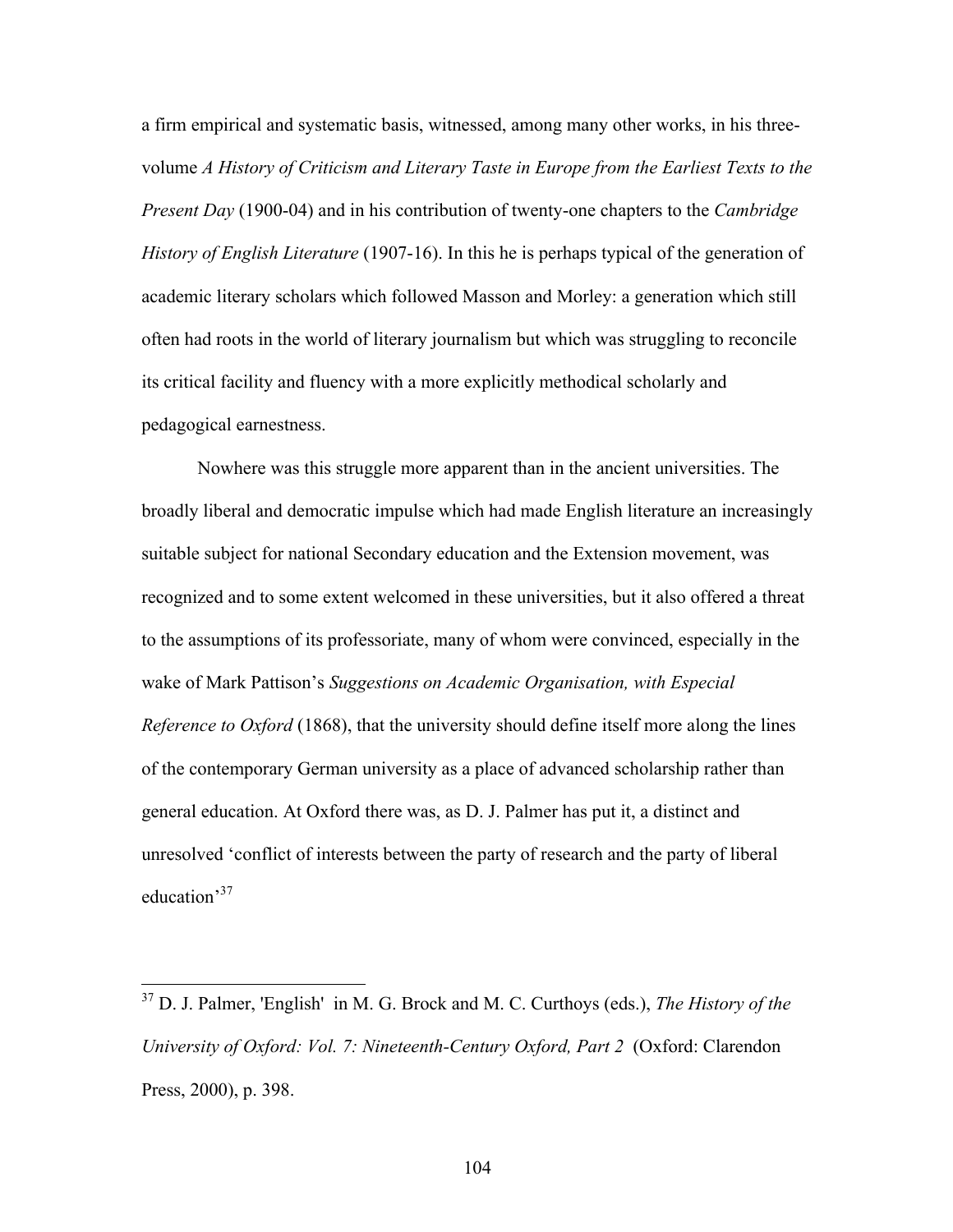a firm empirical and systematic basis, witnessed, among many other works, in his three-volume *A History of Criticism and Literary Taste in Europe from the Earliest Texts to the Present Day* (1900-04) and in his contribution of twenty-one chapters to the *Cambridge History of English Literature* (1907-16). In this he is perhaps typical of the generation of academic literary scholars which followed Masson and Morley: a generation which still often had roots in the world of literary journalism but which was struggling to reconcile its critical facility and fluency with a more explicitly methodical scholarly and pedagogical earnestness.

Nowhere was this struggle more apparent than in the ancient universities. The broadly liberal and democratic impulse which had made English literature an increasingly suitable subject for national Secondary education and the Extension movement, was recognized and to some extent welcomed in these universities, but it also offered a threat to the assumptions of its professoriate, many of whom were convinced, especially in the wake of Mark Pattison's *Suggestions on Academic Organisation, with Especial Reference to Oxford* (1868), that the university should define itself more along the lines of the contemporary German university as a place of advanced scholarship rather than general education. At Oxford there was, as D. J. Palmer has put it, a distinct and unresolved 'conflict of interests between the party of research and the party of liberal education'[37]

---

[37] D. J. Palmer, 'English' in M. G. Brock and M. C. Curthoys (eds.), *The History of the University of Oxford: Vol. 7: Nineteenth-Century Oxford, Part 2* (Oxford: Clarendon Press, 2000), p. 398.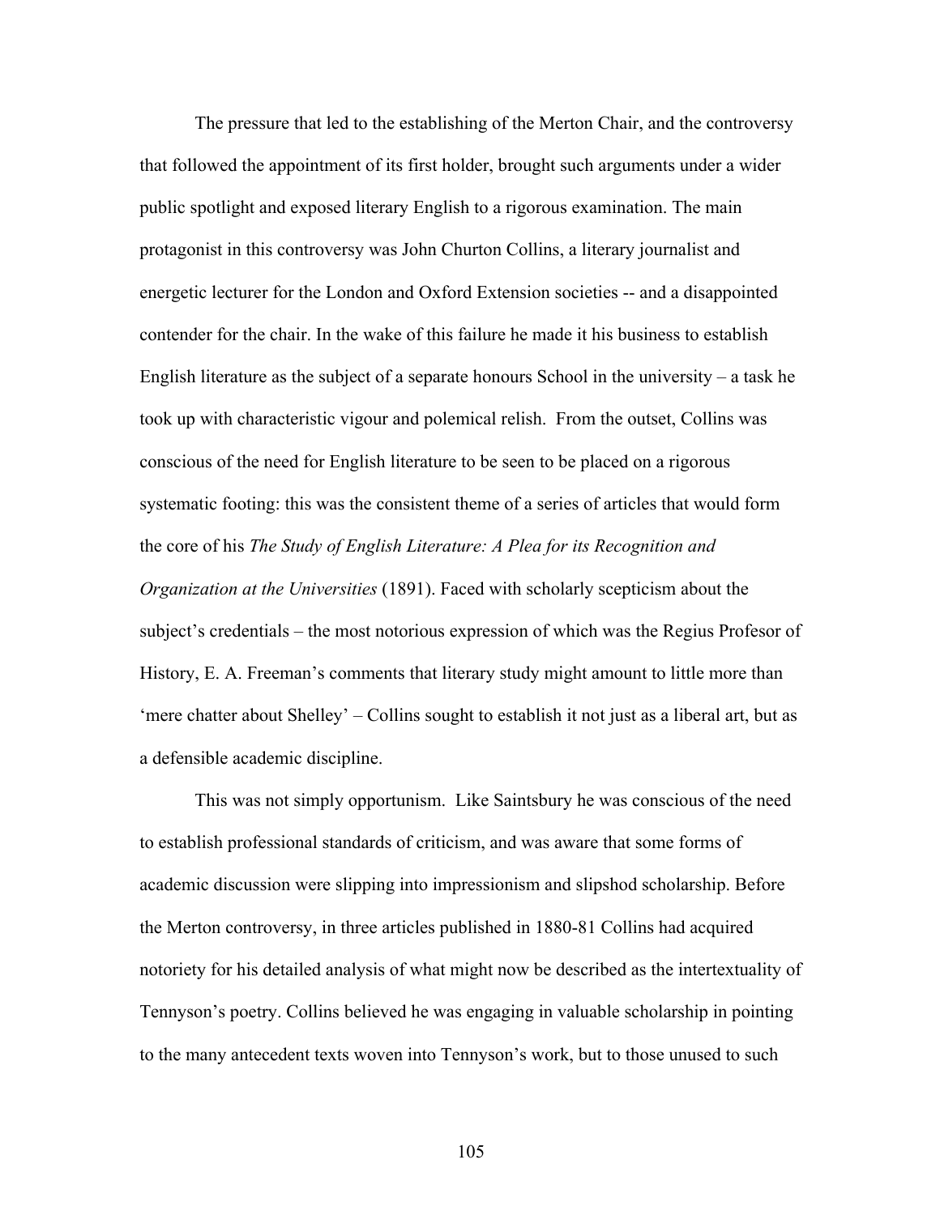The pressure that led to the establishing of the Merton Chair, and the controversy that followed the appointment of its first holder, brought such arguments under a wider public spotlight and exposed literary English to a rigorous examination. The main protagonist in this controversy was John Churton Collins, a literary journalist and energetic lecturer for the London and Oxford Extension societies -- and a disappointed contender for the chair. In the wake of this failure he made it his business to establish English literature as the subject of a separate honours School in the university – a task he took up with characteristic vigour and polemical relish. From the outset, Collins was conscious of the need for English literature to be seen to be placed on a rigorous systematic footing: this was the consistent theme of a series of articles that would form the core of his *The Study of English Literature: A Plea for its Recognition and Organization at the Universities* (1891). Faced with scholarly scepticism about the subject's credentials – the most notorious expression of which was the Regius Profesor of History, E. A. Freeman's comments that literary study might amount to little more than 'mere chatter about Shelley' – Collins sought to establish it not just as a liberal art, but as a defensible academic discipline.

This was not simply opportunism. Like Saintsbury he was conscious of the need to establish professional standards of criticism, and was aware that some forms of academic discussion were slipping into impressionism and slipshod scholarship. Before the Merton controversy, in three articles published in 1880-81 Collins had acquired notoriety for his detailed analysis of what might now be described as the intertextuality of Tennyson's poetry. Collins believed he was engaging in valuable scholarship in pointing to the many antecedent texts woven into Tennyson's work, but to those unused to such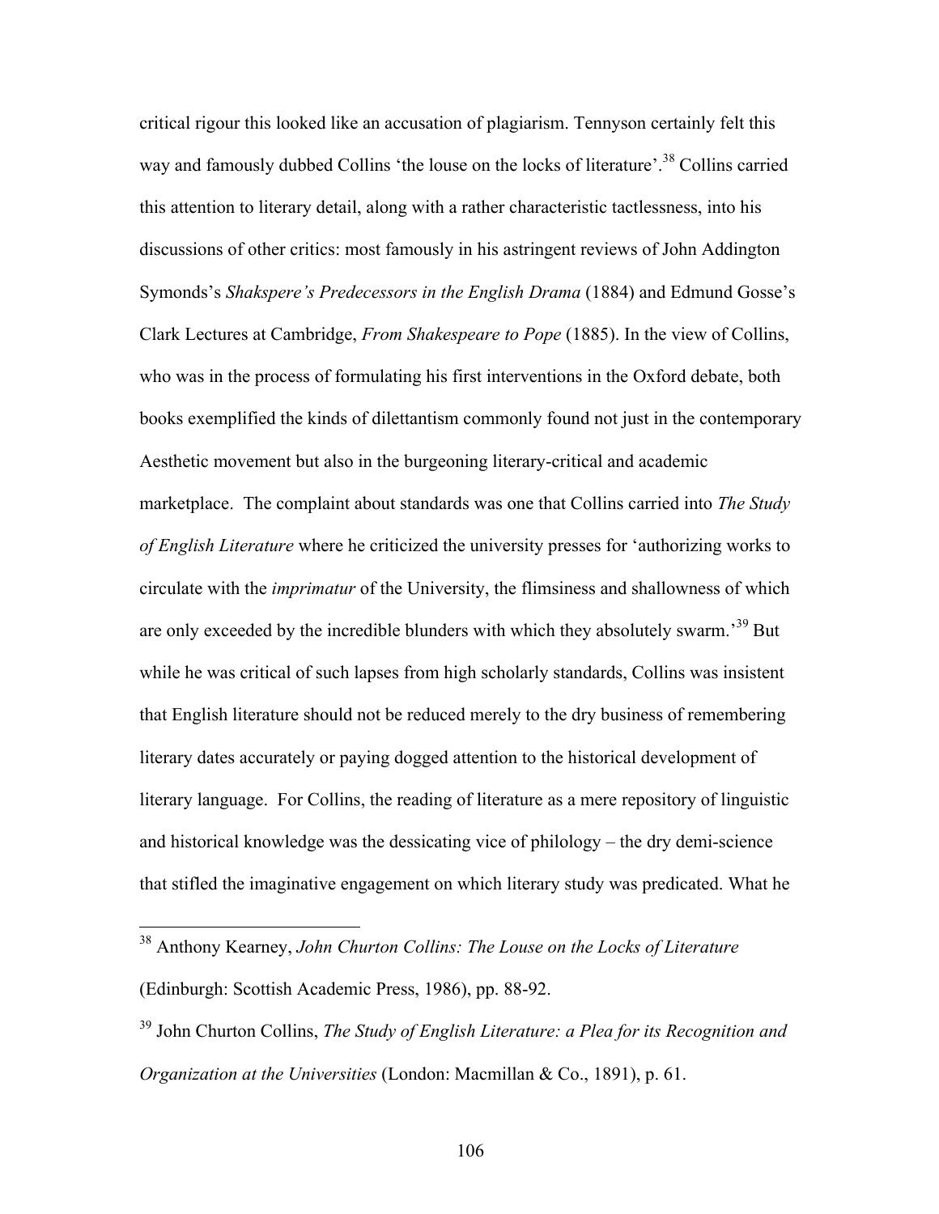critical rigour this looked like an accusation of plagiarism. Tennyson certainly felt this way and famously dubbed Collins 'the louse on the locks of literature'.[38] Collins carried this attention to literary detail, along with a rather characteristic tactlessness, into his discussions of other critics: most famously in his astringent reviews of John Addington Symonds's *Shakspere's Predecessors in the English Drama* (1884) and Edmund Gosse's Clark Lectures at Cambridge, *From Shakespeare to Pope* (1885). In the view of Collins, who was in the process of formulating his first interventions in the Oxford debate, both books exemplified the kinds of dilettantism commonly found not just in the contemporary Aesthetic movement but also in the burgeoning literary-critical and academic marketplace. The complaint about standards was one that Collins carried into *The Study of English Literature* where he criticized the university presses for 'authorizing works to circulate with the *imprimatur* of the University, the flimsiness and shallowness of which are only exceeded by the incredible blunders with which they absolutely swarm.'[39] But while he was critical of such lapses from high scholarly standards, Collins was insistent that English literature should not be reduced merely to the dry business of remembering literary dates accurately or paying dogged attention to the historical development of literary language. For Collins, the reading of literature as a mere repository of linguistic and historical knowledge was the dessicating vice of philology – the dry demi-science that stifled the imaginative engagement on which literary study was predicated. What he

---

[38] Anthony Kearney, *John Churton Collins: The Louse on the Locks of Literature* (Edinburgh: Scottish Academic Press, 1986), pp. 88-92.

[39] John Churton Collins, *The Study of English Literature: a Plea for its Recognition and Organization at the Universities* (London: Macmillan & Co., 1891), p. 61.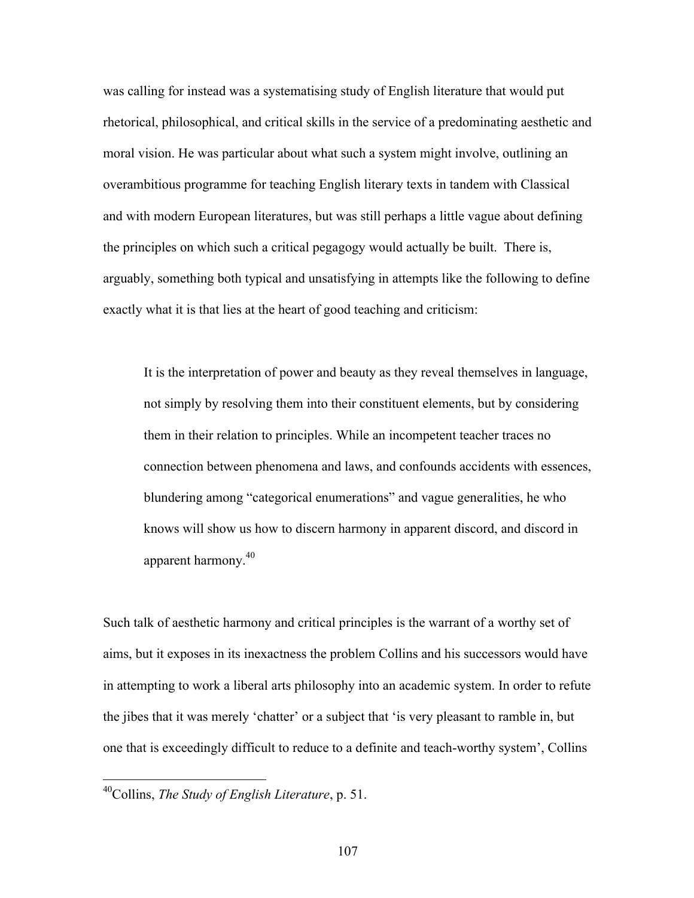was calling for instead was a systematising study of English literature that would put rhetorical, philosophical, and critical skills in the service of a predominating aesthetic and moral vision. He was particular about what such a system might involve, outlining an overambitious programme for teaching English literary texts in tandem with Classical and with modern European literatures, but was still perhaps a little vague about defining the principles on which such a critical pegagogy would actually be built. There is, arguably, something both typical and unsatisfying in attempts like the following to define exactly what it is that lies at the heart of good teaching and criticism:

> It is the interpretation of power and beauty as they reveal themselves in language, not simply by resolving them into their constituent elements, but by considering them in their relation to principles. While an incompetent teacher traces no connection between phenomena and laws, and confounds accidents with essences, blundering among "categorical enumerations" and vague generalities, he who knows will show us how to discern harmony in apparent discord, and discord in apparent harmony.[40]

Such talk of aesthetic harmony and critical principles is the warrant of a worthy set of aims, but it exposes in its inexactness the problem Collins and his successors would have in attempting to work a liberal arts philosophy into an academic system. In order to refute the jibes that it was merely 'chatter' or a subject that 'is very pleasant to ramble in, but one that is exceedingly difficult to reduce to a definite and teach-worthy system', Collins

---

[40]Collins, *The Study of English Literature*, p. 51.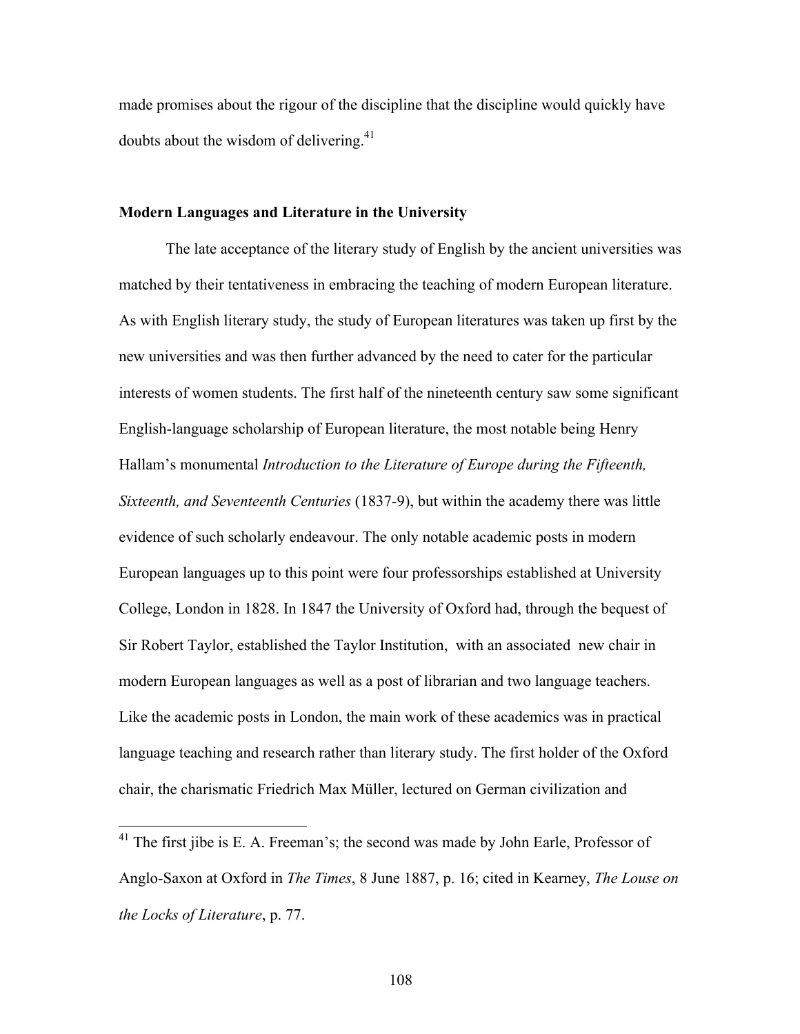made promises about the rigour of the discipline that the discipline would quickly have doubts about the wisdom of delivering.[41]

### Modern Languages and Literature in the University

The late acceptance of the literary study of English by the ancient universities was matched by their tentativeness in embracing the teaching of modern European literature. As with English literary study, the study of European literatures was taken up first by the new universities and was then further advanced by the need to cater for the particular interests of women students. The first half of the nineteenth century saw some significant English-language scholarship of European literature, the most notable being Henry Hallam's monumental *Introduction to the Literature of Europe during the Fifteenth, Sixteenth, and Seventeenth Centuries* (1837-9), but within the academy there was little evidence of such scholarly endeavour. The only notable academic posts in modern European languages up to this point were four professorships established at University College, London in 1828. In 1847 the University of Oxford had, through the bequest of Sir Robert Taylor, established the Taylor Institution, with an associated new chair in modern European languages as well as a post of librarian and two language teachers. Like the academic posts in London, the main work of these academics was in practical language teaching and research rather than literary study. The first holder of the Oxford chair, the charismatic Friedrich Max Müller, lectured on German civilization and

[41] The first jibe is E. A. Freeman's; the second was made by John Earle, Professor of Anglo-Saxon at Oxford in *The Times*, 8 June 1887, p. 16; cited in Kearney, *The Louse on the Locks of Literature*, p. 77.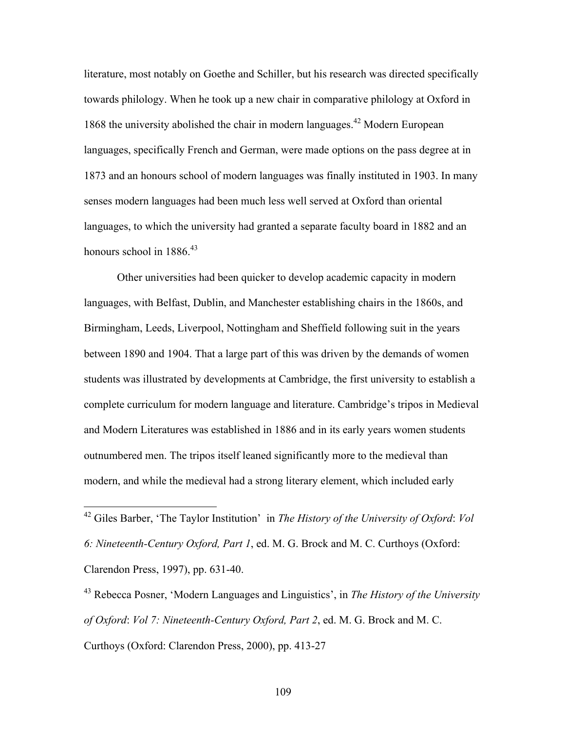literature, most notably on Goethe and Schiller, but his research was directed specifically towards philology. When he took up a new chair in comparative philology at Oxford in 1868 the university abolished the chair in modern languages.[42] Modern European languages, specifically French and German, were made options on the pass degree at in 1873 and an honours school of modern languages was finally instituted in 1903. In many senses modern languages had been much less well served at Oxford than oriental languages, to which the university had granted a separate faculty board in 1882 and an honours school in 1886.[43]

Other universities had been quicker to develop academic capacity in modern languages, with Belfast, Dublin, and Manchester establishing chairs in the 1860s, and Birmingham, Leeds, Liverpool, Nottingham and Sheffield following suit in the years between 1890 and 1904. That a large part of this was driven by the demands of women students was illustrated by developments at Cambridge, the first university to establish a complete curriculum for modern language and literature. Cambridge's tripos in Medieval and Modern Literatures was established in 1886 and in its early years women students outnumbered men. The tripos itself leaned significantly more to the medieval than modern, and while the medieval had a strong literary element, which included early

---

[42] Giles Barber, 'The Taylor Institution' in *The History of the University of Oxford*: *Vol 6: Nineteenth-Century Oxford, Part 1*, ed. M. G. Brock and M. C. Curthoys (Oxford: Clarendon Press, 1997), pp. 631-40.

[43] Rebecca Posner, 'Modern Languages and Linguistics', in *The History of the University of Oxford*: *Vol 7: Nineteenth-Century Oxford, Part 2*, ed. M. G. Brock and M. C. Curthoys (Oxford: Clarendon Press, 2000), pp. 413-27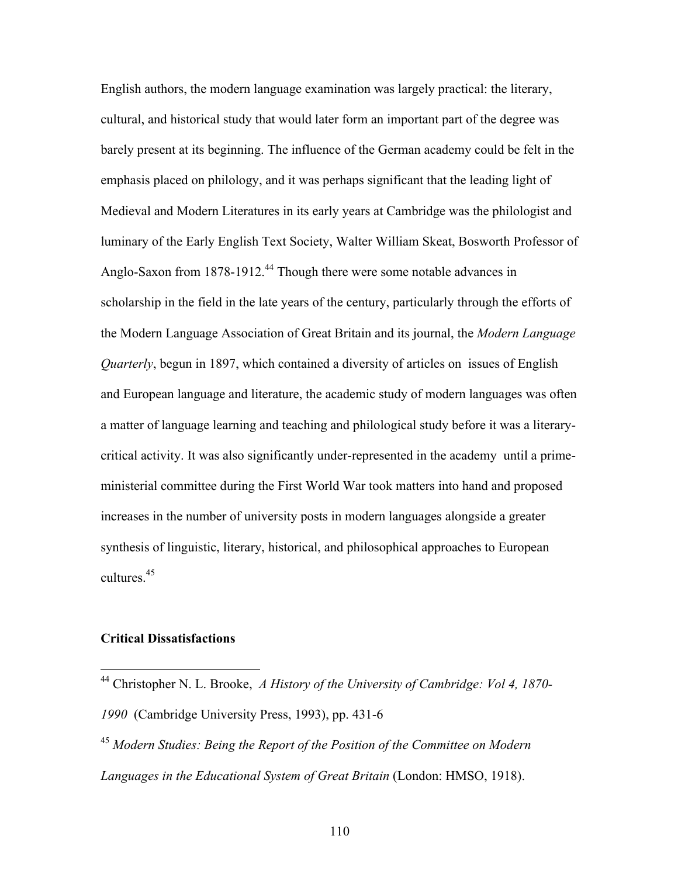English authors, the modern language examination was largely practical: the literary, cultural, and historical study that would later form an important part of the degree was barely present at its beginning. The influence of the German academy could be felt in the emphasis placed on philology, and it was perhaps significant that the leading light of Medieval and Modern Literatures in its early years at Cambridge was the philologist and luminary of the Early English Text Society, Walter William Skeat, Bosworth Professor of Anglo-Saxon from 1878-1912.[44] Though there were some notable advances in scholarship in the field in the late years of the century, particularly through the efforts of the Modern Language Association of Great Britain and its journal, the *Modern Language Quarterly*, begun in 1897, which contained a diversity of articles on issues of English and European language and literature, the academic study of modern languages was often a matter of language learning and teaching and philological study before it was a literary-critical activity. It was also significantly under-represented in the academy until a prime-ministerial committee during the First World War took matters into hand and proposed increases in the number of university posts in modern languages alongside a greater synthesis of linguistic, literary, historical, and philosophical approaches to European cultures.[45]

### Critical Dissatisfactions

---

[44] Christopher N. L. Brooke, *A History of the University of Cambridge: Vol 4, 1870-1990* (Cambridge University Press, 1993), pp. 431-6

[45] *Modern Studies: Being the Report of the Position of the Committee on Modern Languages in the Educational System of Great Britain* (London: HMSO, 1918).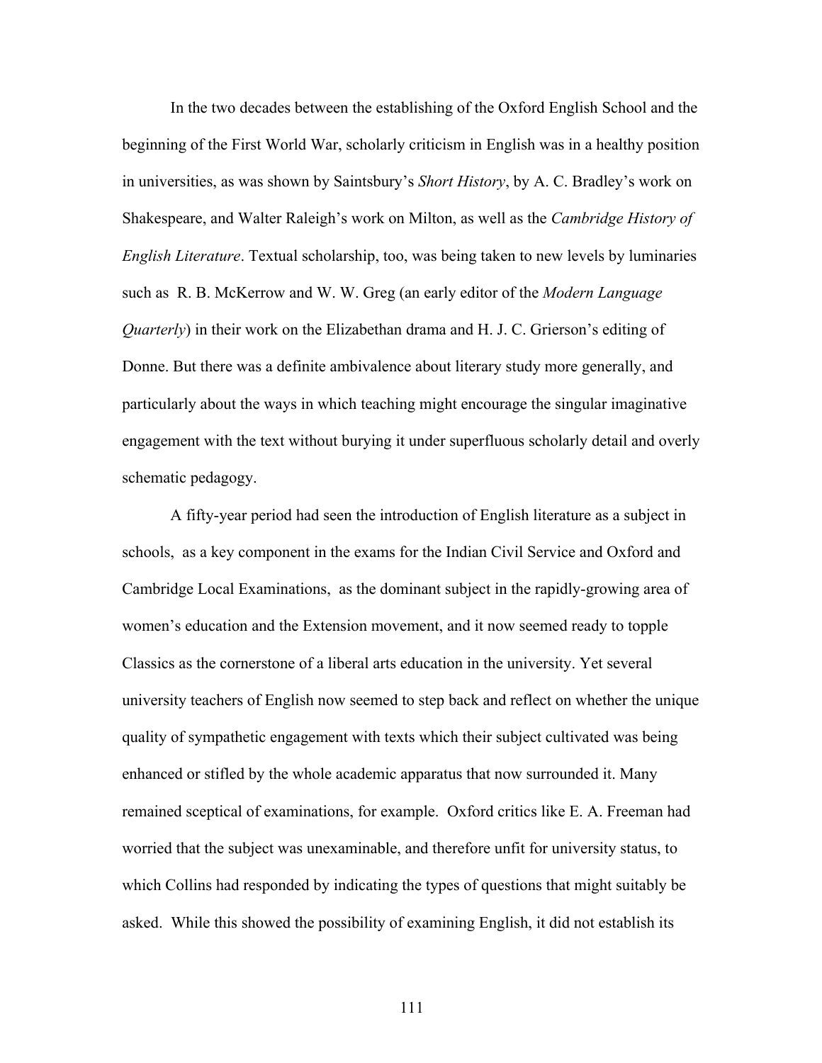In the two decades between the establishing of the Oxford English School and the beginning of the First World War, scholarly criticism in English was in a healthy position in universities, as was shown by Saintsbury's *Short History*, by A. C. Bradley's work on Shakespeare, and Walter Raleigh's work on Milton, as well as the *Cambridge History of English Literature*. Textual scholarship, too, was being taken to new levels by luminaries such as R. B. McKerrow and W. W. Greg (an early editor of the *Modern Language Quarterly*) in their work on the Elizabethan drama and H. J. C. Grierson's editing of Donne. But there was a definite ambivalence about literary study more generally, and particularly about the ways in which teaching might encourage the singular imaginative engagement with the text without burying it under superfluous scholarly detail and overly schematic pedagogy.

A fifty-year period had seen the introduction of English literature as a subject in schools, as a key component in the exams for the Indian Civil Service and Oxford and Cambridge Local Examinations, as the dominant subject in the rapidly-growing area of women's education and the Extension movement, and it now seemed ready to topple Classics as the cornerstone of a liberal arts education in the university. Yet several university teachers of English now seemed to step back and reflect on whether the unique quality of sympathetic engagement with texts which their subject cultivated was being enhanced or stifled by the whole academic apparatus that now surrounded it. Many remained sceptical of examinations, for example. Oxford critics like E. A. Freeman had worried that the subject was unexaminable, and therefore unfit for university status, to which Collins had responded by indicating the types of questions that might suitably be asked. While this showed the possibility of examining English, it did not establish its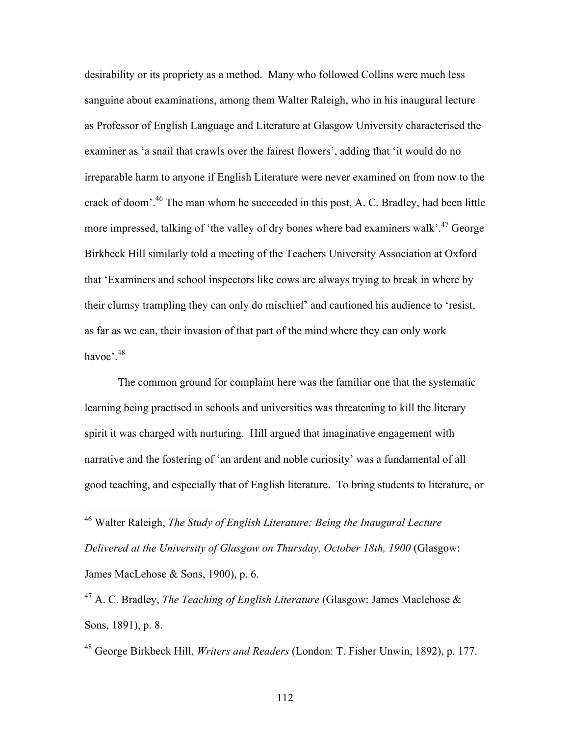desirability or its propriety as a method. Many who followed Collins were much less sanguine about examinations, among them Walter Raleigh, who in his inaugural lecture as Professor of English Language and Literature at Glasgow University characterised the examiner as 'a snail that crawls over the fairest flowers', adding that 'it would do no irreparable harm to anyone if English Literature were never examined on from now to the crack of doom'.[46] The man whom he succeeded in this post, A. C. Bradley, had been little more impressed, talking of 'the valley of dry bones where bad examiners walk'.[47] George Birkbeck Hill similarly told a meeting of the Teachers University Association at Oxford that 'Examiners and school inspectors like cows are always trying to break in where by their clumsy trampling they can only do mischief' and cautioned his audience to 'resist, as far as we can, their invasion of that part of the mind where they can only work havoc'.[48]

The common ground for complaint here was the familiar one that the systematic learning being practised in schools and universities was threatening to kill the literary spirit it was charged with nurturing. Hill argued that imaginative engagement with narrative and the fostering of 'an ardent and noble curiosity' was a fundamental of all good teaching, and especially that of English literature. To bring students to literature, or

---

[46] Walter Raleigh, *The Study of English Literature: Being the Inaugural Lecture Delivered at the University of Glasgow on Thursday, October 18th, 1900* (Glasgow: James MacLehose & Sons, 1900), p. 6.

[47] A. C. Bradley, *The Teaching of English Literature* (Glasgow: James Maclehose & Sons, 1891), p. 8.

[48] George Birkbeck Hill, *Writers and Readers* (London: T. Fisher Unwin, 1892), p. 177.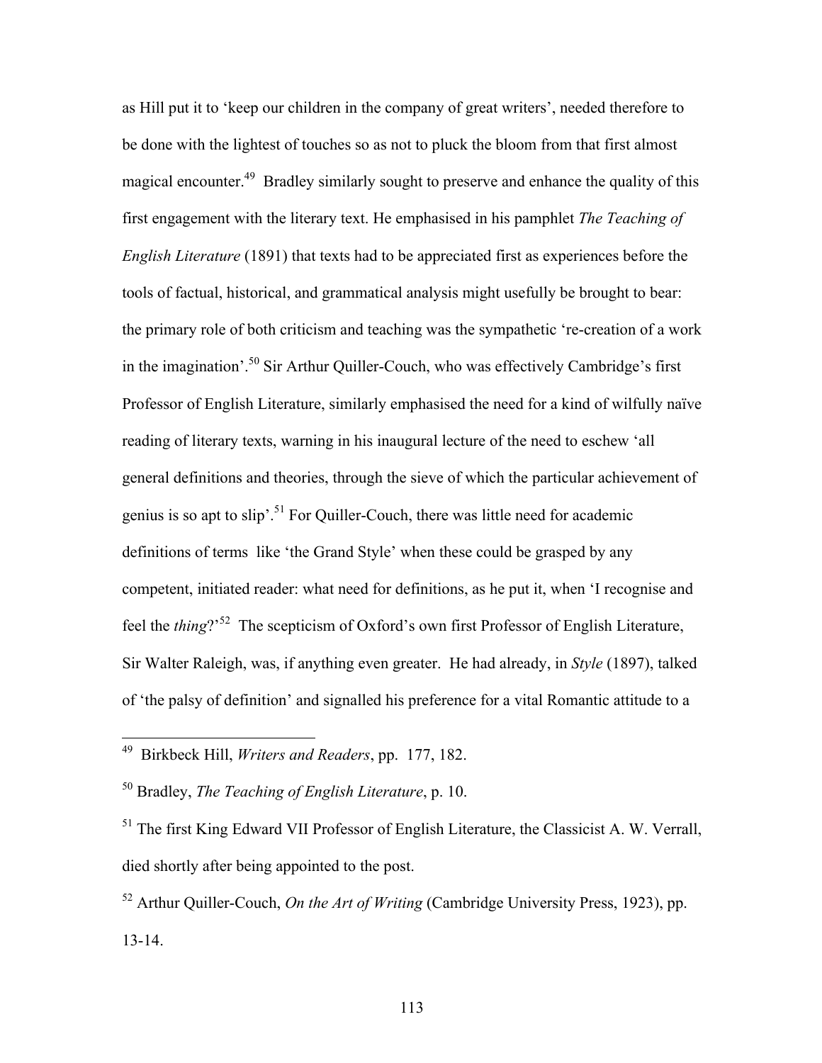as Hill put it to 'keep our children in the company of great writers', needed therefore to be done with the lightest of touches so as not to pluck the bloom from that first almost magical encounter.[49] Bradley similarly sought to preserve and enhance the quality of this first engagement with the literary text. He emphasised in his pamphlet *The Teaching of English Literature* (1891) that texts had to be appreciated first as experiences before the tools of factual, historical, and grammatical analysis might usefully be brought to bear: the primary role of both criticism and teaching was the sympathetic 're-creation of a work in the imagination'.[50] Sir Arthur Quiller-Couch, who was effectively Cambridge's first Professor of English Literature, similarly emphasised the need for a kind of wilfully naïve reading of literary texts, warning in his inaugural lecture of the need to eschew 'all general definitions and theories, through the sieve of which the particular achievement of genius is so apt to slip'.[51] For Quiller-Couch, there was little need for academic definitions of terms like 'the Grand Style' when these could be grasped by any competent, initiated reader: what need for definitions, as he put it, when 'I recognise and feel the *thing*?'[52] The scepticism of Oxford's own first Professor of English Literature, Sir Walter Raleigh, was, if anything even greater. He had already, in *Style* (1897), talked of 'the palsy of definition' and signalled his preference for a vital Romantic attitude to a

---

[49] Birkbeck Hill, *Writers and Readers*, pp. 177, 182.

[50] Bradley, *The Teaching of English Literature*, p. 10.

[51] The first King Edward VII Professor of English Literature, the Classicist A. W. Verrall, died shortly after being appointed to the post.

[52] Arthur Quiller-Couch, *On the Art of Writing* (Cambridge University Press, 1923), pp. 13-14.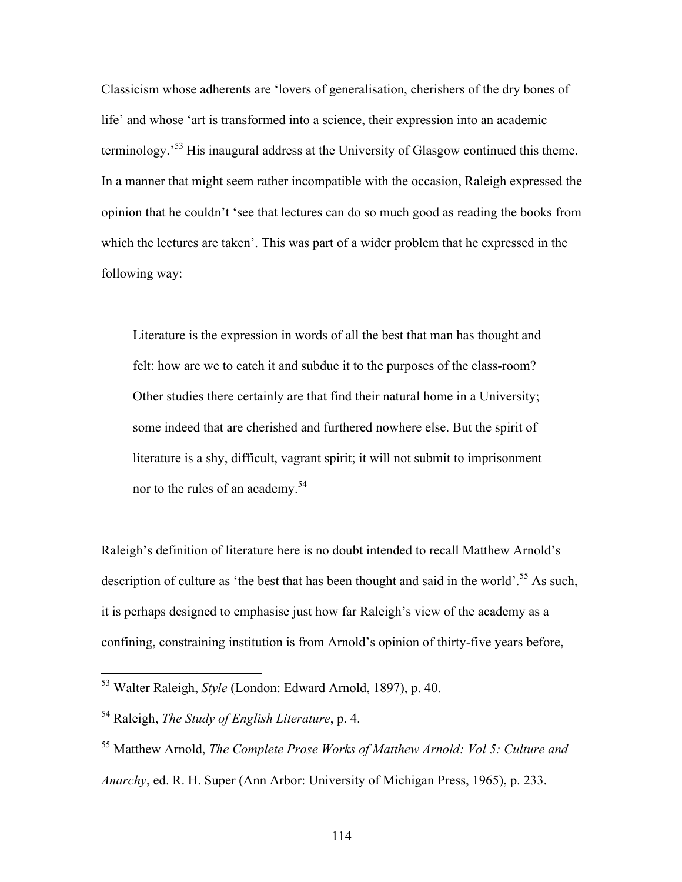Classicism whose adherents are 'lovers of generalisation, cherishers of the dry bones of life' and whose 'art is transformed into a science, their expression into an academic terminology.'[53] His inaugural address at the University of Glasgow continued this theme. In a manner that might seem rather incompatible with the occasion, Raleigh expressed the opinion that he couldn't 'see that lectures can do so much good as reading the books from which the lectures are taken'. This was part of a wider problem that he expressed in the following way:

> Literature is the expression in words of all the best that man has thought and felt: how are we to catch it and subdue it to the purposes of the class-room? Other studies there certainly are that find their natural home in a University; some indeed that are cherished and furthered nowhere else. But the spirit of literature is a shy, difficult, vagrant spirit; it will not submit to imprisonment nor to the rules of an academy.[54]

Raleigh's definition of literature here is no doubt intended to recall Matthew Arnold's description of culture as 'the best that has been thought and said in the world'.[55] As such, it is perhaps designed to emphasise just how far Raleigh's view of the academy as a confining, constraining institution is from Arnold's opinion of thirty-five years before,

---

[53] Walter Raleigh, *Style* (London: Edward Arnold, 1897), p. 40.

[54] Raleigh, *The Study of English Literature*, p. 4.

[55] Matthew Arnold, *The Complete Prose Works of Matthew Arnold: Vol 5: Culture and Anarchy*, ed. R. H. Super (Ann Arbor: University of Michigan Press, 1965), p. 233.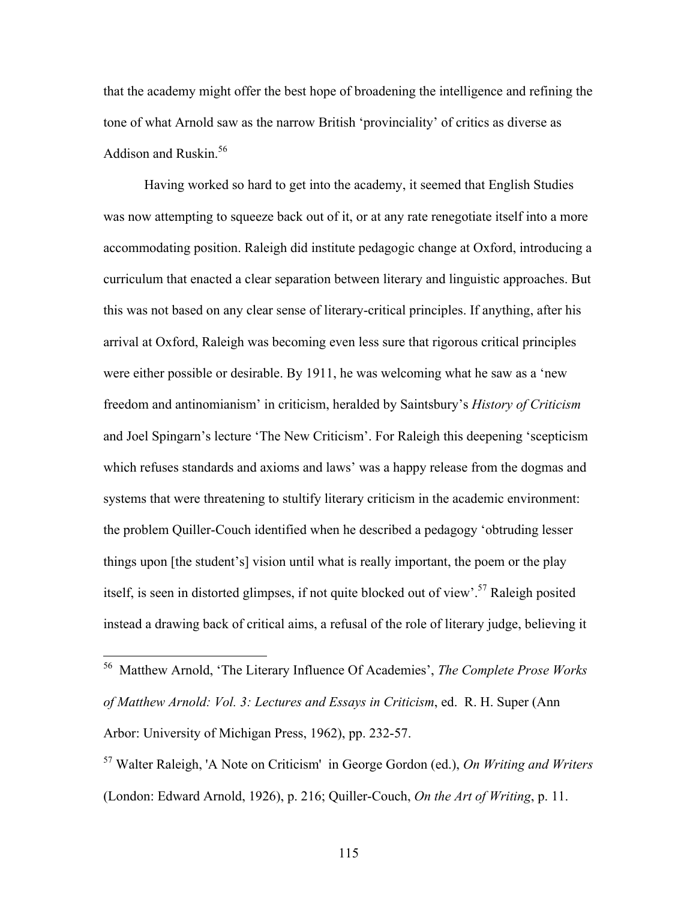that the academy might offer the best hope of broadening the intelligence and refining the tone of what Arnold saw as the narrow British 'provinciality' of critics as diverse as Addison and Ruskin.[56]

Having worked so hard to get into the academy, it seemed that English Studies was now attempting to squeeze back out of it, or at any rate renegotiate itself into a more accommodating position. Raleigh did institute pedagogic change at Oxford, introducing a curriculum that enacted a clear separation between literary and linguistic approaches. But this was not based on any clear sense of literary-critical principles. If anything, after his arrival at Oxford, Raleigh was becoming even less sure that rigorous critical principles were either possible or desirable. By 1911, he was welcoming what he saw as a 'new freedom and antinomianism' in criticism, heralded by Saintsbury's *History of Criticism* and Joel Spingarn's lecture 'The New Criticism'. For Raleigh this deepening 'scepticism which refuses standards and axioms and laws' was a happy release from the dogmas and systems that were threatening to stultify literary criticism in the academic environment: the problem Quiller-Couch identified when he described a pedagogy 'obtruding lesser things upon [the student's] vision until what is really important, the poem or the play itself, is seen in distorted glimpses, if not quite blocked out of view'.[57] Raleigh posited instead a drawing back of critical aims, a refusal of the role of literary judge, believing it

---

[56] Matthew Arnold, 'The Literary Influence Of Academies', *The Complete Prose Works of Matthew Arnold: Vol. 3: Lectures and Essays in Criticism*, ed. R. H. Super (Ann Arbor: University of Michigan Press, 1962), pp. 232-57.

[57] Walter Raleigh, 'A Note on Criticism' in George Gordon (ed.), *On Writing and Writers* (London: Edward Arnold, 1926), p. 216; Quiller-Couch, *On the Art of Writing*, p. 11.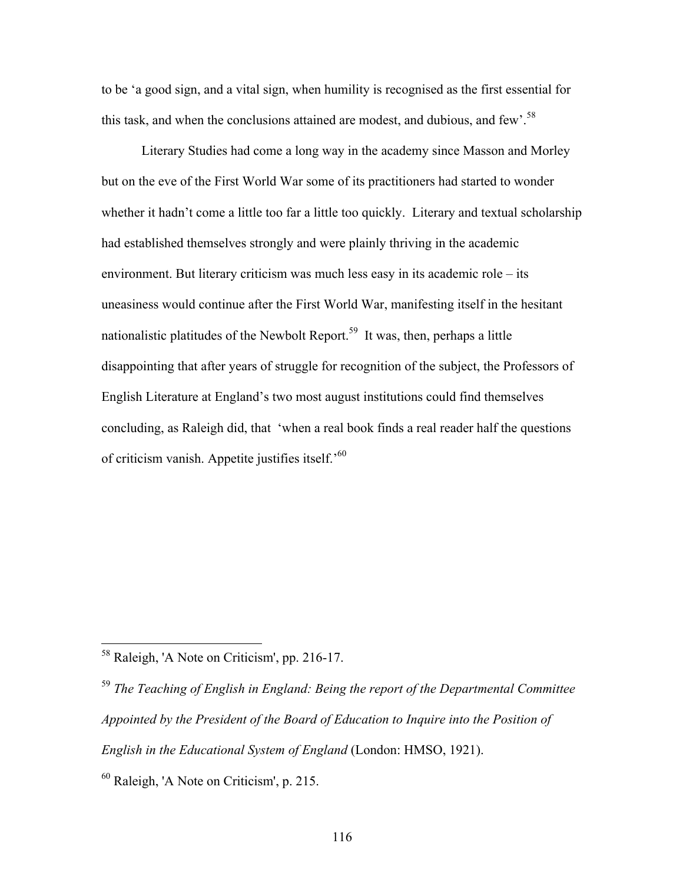to be 'a good sign, and a vital sign, when humility is recognised as the first essential for this task, and when the conclusions attained are modest, and dubious, and few'.[58]

Literary Studies had come a long way in the academy since Masson and Morley but on the eve of the First World War some of its practitioners had started to wonder whether it hadn't come a little too far a little too quickly. Literary and textual scholarship had established themselves strongly and were plainly thriving in the academic environment. But literary criticism was much less easy in its academic role – its uneasiness would continue after the First World War, manifesting itself in the hesitant nationalistic platitudes of the Newbolt Report.[59] It was, then, perhaps a little disappointing that after years of struggle for recognition of the subject, the Professors of English Literature at England's two most august institutions could find themselves concluding, as Raleigh did, that 'when a real book finds a real reader half the questions of criticism vanish. Appetite justifies itself.'[60]

---

[58] Raleigh, 'A Note on Criticism', pp. 216-17.

[59] *The Teaching of English in England: Being the report of the Departmental Committee Appointed by the President of the Board of Education to Inquire into the Position of English in the Educational System of England* (London: HMSO, 1921).

[60] Raleigh, 'A Note on Criticism', p. 215.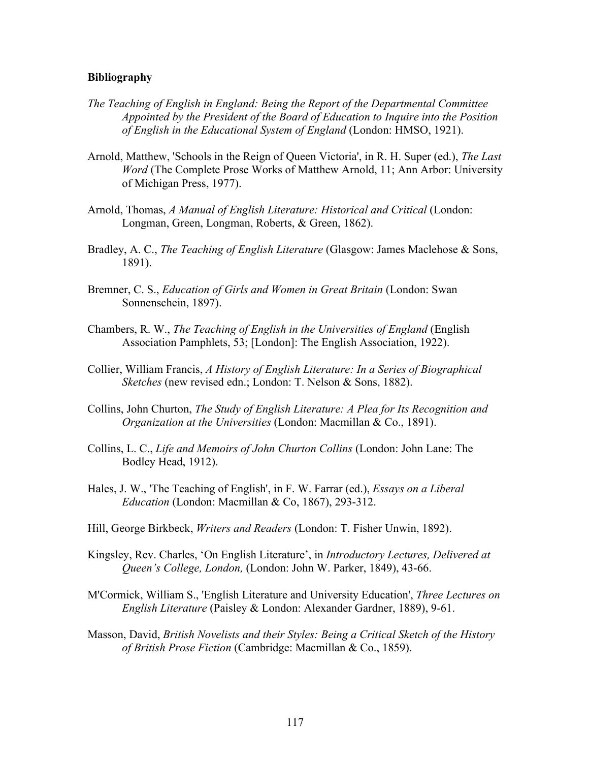**Bibliography**

*The Teaching of English in England: Being the Report of the Departmental Committee Appointed by the President of the Board of Education to Inquire into the Position of English in the Educational System of England* (London: HMSO, 1921).

Arnold, Matthew, 'Schools in the Reign of Queen Victoria', in R. H. Super (ed.), *The Last Word* (The Complete Prose Works of Matthew Arnold, 11; Ann Arbor: University of Michigan Press, 1977).

Arnold, Thomas, *A Manual of English Literature: Historical and Critical* (London: Longman, Green, Longman, Roberts, & Green, 1862).

Bradley, A. C., *The Teaching of English Literature* (Glasgow: James Maclehose & Sons, 1891).

Bremner, C. S., *Education of Girls and Women in Great Britain* (London: Swan Sonnenschein, 1897).

Chambers, R. W., *The Teaching of English in the Universities of England* (English Association Pamphlets, 53; [London]: The English Association, 1922).

Collier, William Francis, *A History of English Literature: In a Series of Biographical Sketches* (new revised edn.; London: T. Nelson & Sons, 1882).

Collins, John Churton, *The Study of English Literature: A Plea for Its Recognition and Organization at the Universities* (London: Macmillan & Co., 1891).

Collins, L. C., *Life and Memoirs of John Churton Collins* (London: John Lane: The Bodley Head, 1912).

Hales, J. W., 'The Teaching of English', in F. W. Farrar (ed.), *Essays on a Liberal Education* (London: Macmillan & Co, 1867), 293-312.

Hill, George Birkbeck, *Writers and Readers* (London: T. Fisher Unwin, 1892).

Kingsley, Rev. Charles, 'On English Literature', in *Introductory Lectures, Delivered at Queen's College, London,* (London: John W. Parker, 1849), 43-66.

M'Cormick, William S., 'English Literature and University Education', *Three Lectures on English Literature* (Paisley & London: Alexander Gardner, 1889), 9-61.

Masson, David, *British Novelists and their Styles: Being a Critical Sketch of the History of British Prose Fiction* (Cambridge: Macmillan & Co., 1859).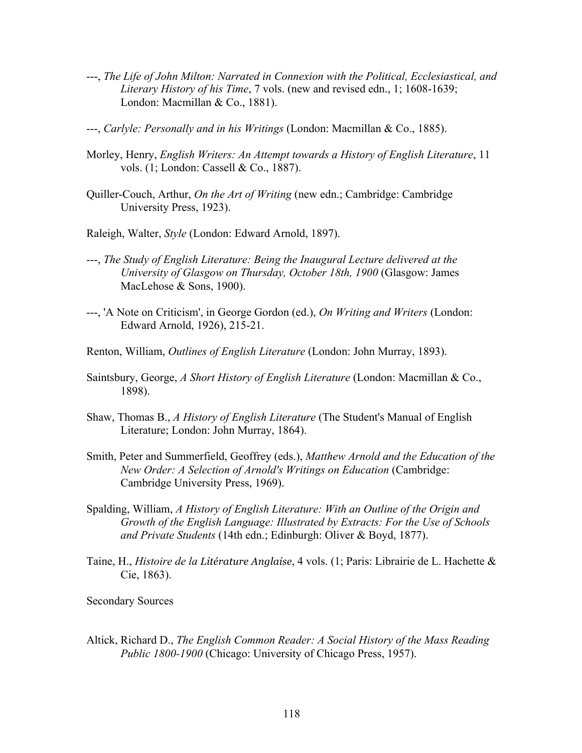---, *The Life of John Milton: Narrated in Connexion with the Political, Ecclesiastical, and Literary History of his Time*, 7 vols. (new and revised edn., 1; 1608-1639; London: Macmillan & Co., 1881).

---, *Carlyle: Personally and in his Writings* (London: Macmillan & Co., 1885).

Morley, Henry, *English Writers: An Attempt towards a History of English Literature*, 11 vols. (1; London: Cassell & Co., 1887).

Quiller-Couch, Arthur, *On the Art of Writing* (new edn.; Cambridge: Cambridge University Press, 1923).

Raleigh, Walter, *Style* (London: Edward Arnold, 1897).

---, *The Study of English Literature: Being the Inaugural Lecture delivered at the University of Glasgow on Thursday, October 18th, 1900* (Glasgow: James MacLehose & Sons, 1900).

---, 'A Note on Criticism', in George Gordon (ed.), *On Writing and Writers* (London: Edward Arnold, 1926), 215-21.

Renton, William, *Outlines of English Literature* (London: John Murray, 1893).

Saintsbury, George, *A Short History of English Literature* (London: Macmillan & Co., 1898).

Shaw, Thomas B., *A History of English Literature* (The Student's Manual of English Literature; London: John Murray, 1864).

Smith, Peter and Summerfield, Geoffrey (eds.), *Matthew Arnold and the Education of the New Order: A Selection of Arnold's Writings on Education* (Cambridge: Cambridge University Press, 1969).

Spalding, William, *A History of English Literature: With an Outline of the Origin and Growth of the English Language: Illustrated by Extracts: For the Use of Schools and Private Students* (14th edn.; Edinburgh: Oliver & Boyd, 1877).

Taine, H., *Histoire de la Litérature Anglaise*, 4 vols. (1; Paris: Librairie de L. Hachette & Cie, 1863).

Secondary Sources

Altick, Richard D., *The English Common Reader: A Social History of the Mass Reading Public 1800-1900* (Chicago: University of Chicago Press, 1957).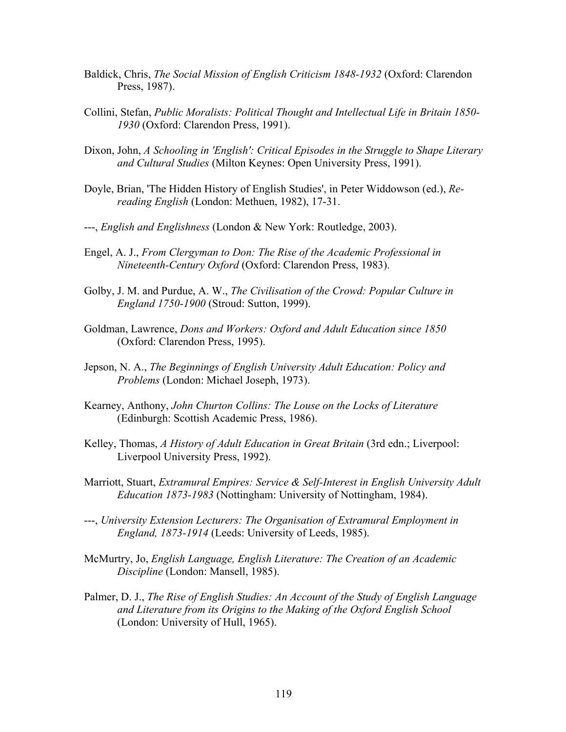Baldick, Chris, *The Social Mission of English Criticism 1848-1932* (Oxford: Clarendon Press, 1987).

Collini, Stefan, *Public Moralists: Political Thought and Intellectual Life in Britain 1850-1930* (Oxford: Clarendon Press, 1991).

Dixon, John, *A Schooling in 'English': Critical Episodes in the Struggle to Shape Literary and Cultural Studies* (Milton Keynes: Open University Press, 1991).

Doyle, Brian, 'The Hidden History of English Studies', in Peter Widdowson (ed.), *Re-reading English* (London: Methuen, 1982), 17-31.

---, *English and Englishness* (London & New York: Routledge, 2003).

Engel, A. J., *From Clergyman to Don: The Rise of the Academic Professional in Nineteenth-Century Oxford* (Oxford: Clarendon Press, 1983).

Golby, J. M. and Purdue, A. W., *The Civilisation of the Crowd: Popular Culture in England 1750-1900* (Stroud: Sutton, 1999).

Goldman, Lawrence, *Dons and Workers: Oxford and Adult Education since 1850* (Oxford: Clarendon Press, 1995).

Jepson, N. A., *The Beginnings of English University Adult Education: Policy and Problems* (London: Michael Joseph, 1973).

Kearney, Anthony, *John Churton Collins: The Louse on the Locks of Literature* (Edinburgh: Scottish Academic Press, 1986).

Kelley, Thomas, *A History of Adult Education in Great Britain* (3rd edn.; Liverpool: Liverpool University Press, 1992).

Marriott, Stuart, *Extramural Empires: Service & Self-Interest in English University Adult Education 1873-1983* (Nottingham: University of Nottingham, 1984).

---, *University Extension Lecturers: The Organisation of Extramural Employment in England, 1873-1914* (Leeds: University of Leeds, 1985).

McMurtry, Jo, *English Language, English Literature: The Creation of an Academic Discipline* (London: Mansell, 1985).

Palmer, D. J., *The Rise of English Studies: An Account of the Study of English Language and Literature from its Origins to the Making of the Oxford English School* (London: University of Hull, 1965).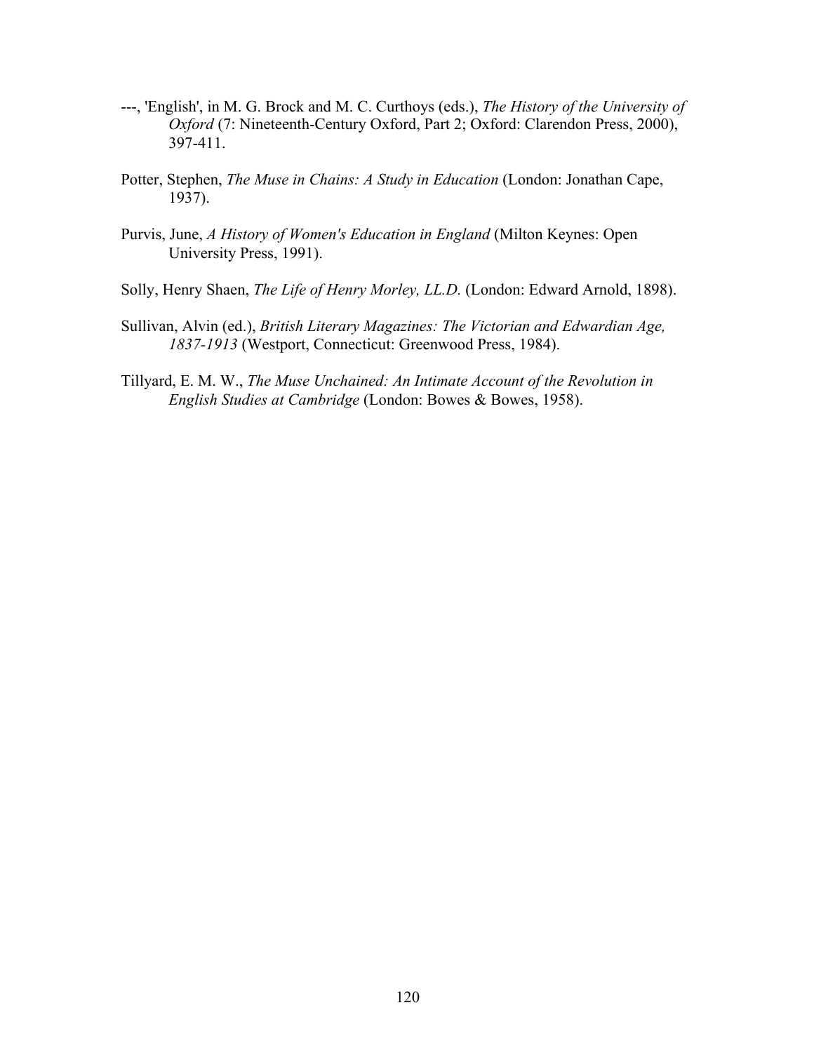---, 'English', in M. G. Brock and M. C. Curthoys (eds.), *The History of the University of Oxford* (7: Nineteenth-Century Oxford, Part 2; Oxford: Clarendon Press, 2000), 397-411.

Potter, Stephen, *The Muse in Chains: A Study in Education* (London: Jonathan Cape, 1937).

Purvis, June, *A History of Women's Education in England* (Milton Keynes: Open University Press, 1991).

Solly, Henry Shaen, *The Life of Henry Morley, LL.D.* (London: Edward Arnold, 1898).

Sullivan, Alvin (ed.), *British Literary Magazines: The Victorian and Edwardian Age, 1837-1913* (Westport, Connecticut: Greenwood Press, 1984).

Tillyard, E. M. W., *The Muse Unchained: An Intimate Account of the Revolution in English Studies at Cambridge* (London: Bowes & Bowes, 1958).